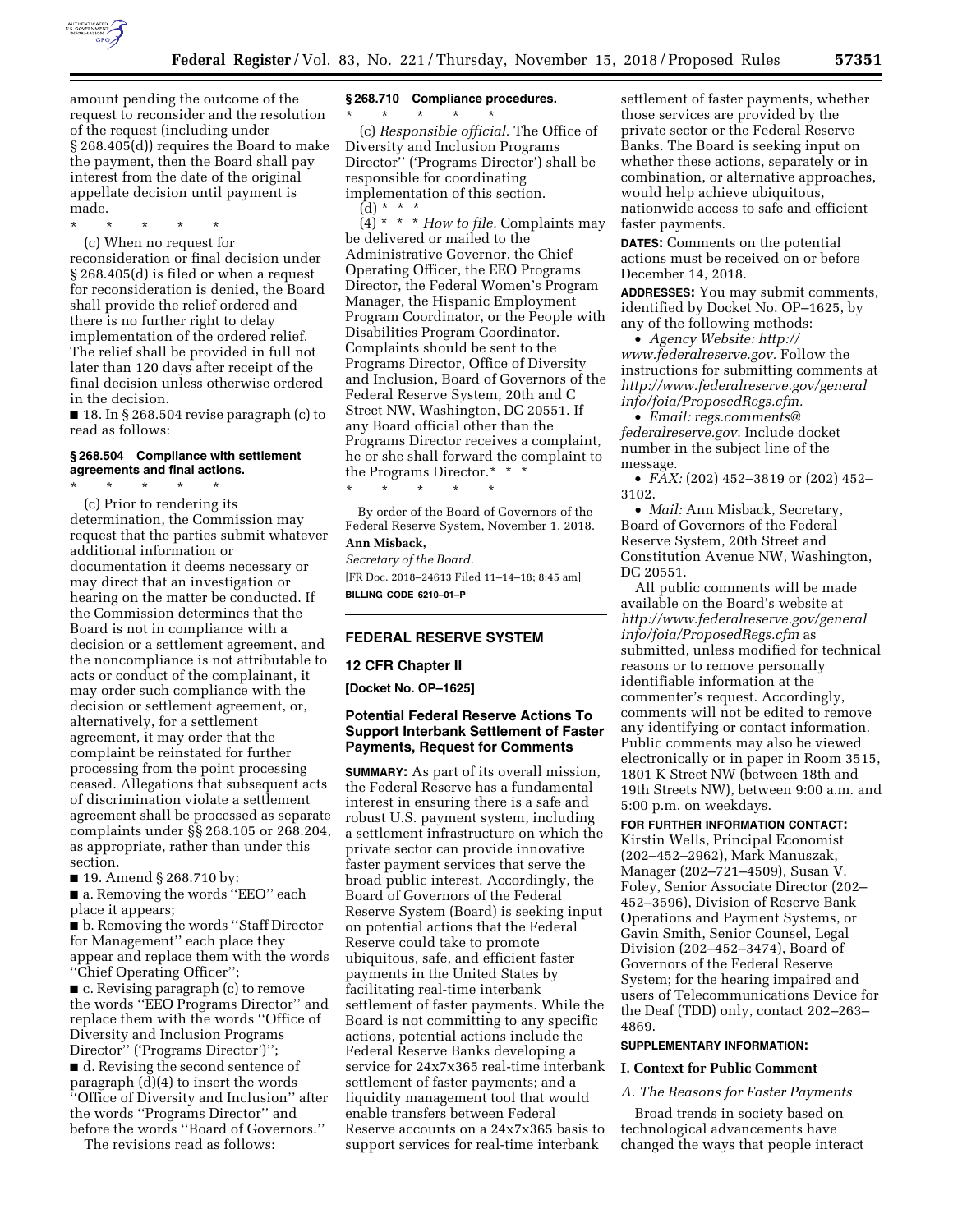amount pending the outcome of the request to reconsider and the resolution of the request (including under § 268.405(d)) requires the Board to make the payment, then the Board shall pay interest from the date of the original appellate decision until payment is made.

\* \* \* \* \*

(c) When no request for reconsideration or final decision under § 268.405(d) is filed or when a request for reconsideration is denied, the Board shall provide the relief ordered and there is no further right to delay implementation of the ordered relief. The relief shall be provided in full not later than 120 days after receipt of the final decision unless otherwise ordered in the decision.

■ 18. In § 268.504 revise paragraph (c) to read as follows:

**§ 268.504 Compliance with settlement agreements and final actions.**

\* \* \* \* \*

(c) Prior to rendering its determination, the Commission may request that the parties submit whatever additional information or documentation it deems necessary or may direct that an investigation or hearing on the matter be conducted. If the Commission determines that the Board is not in compliance with a decision or a settlement agreement, and the noncompliance is not attributable to acts or conduct of the complainant, it may order such compliance with the decision or settlement agreement, or, alternatively, for a settlement agreement, it may order that the complaint be reinstated for further processing from the point processing ceased. Allegations that subsequent acts of discrimination violate a settlement agreement shall be processed as separate complaints under §§ 268.105 or 268.204, as appropriate, rather than under this section.

■ 19. Amend § 268.710 by:

■ a. Removing the words ''EEO'' each place it appears;

■ b. Removing the words ''Staff Director for Management'' each place they appear and replace them with the words ''Chief Operating Officer'';

■ c. Revising paragraph (c) to remove the words ''EEO Programs Director'' and replace them with the words ''Office of Diversity and Inclusion Programs Director'' ('Programs Director')'';

■ d. Revising the second sentence of paragraph (d)(4) to insert the words ''Office of Diversity and Inclusion'' after the words ''Programs Director'' and before the words ''Board of Governors.''

The revisions read as follows:

**§ 268.710 Compliance procedures.**

\* \* \* \* \*

(c) *Responsible official.* The Office of Diversity and Inclusion Programs Director'' ('Programs Director') shall be responsible for coordinating implementation of this section.

(d) \* \* \*

(4) \* \* \* *How to file.* Complaints may be delivered or mailed to the Administrative Governor, the Chief Operating Officer, the EEO Programs Director, the Federal Women's Program Manager, the Hispanic Employment Program Coordinator, or the People with Disabilities Program Coordinator. Complaints should be sent to the Programs Director, Office of Diversity and Inclusion, Board of Governors of the Federal Reserve System, 20th and C Street NW, Washington, DC 20551. If any Board official other than the Programs Director receives a complaint, he or she shall forward the complaint to the Programs Director.\* \* \*

\* \* \* \* \*

By order of the Board of Governors of the Federal Reserve System, November 1, 2018.

**Ann Misback,**

*Secretary of the Board.*

[FR Doc. 2018–24613 Filed 11–14–18; 8:45 am]

**BILLING CODE 6210–01–P**

## FEDERAL RESERVE SYSTEM

### 12 CFR Chapter II

**[Docket No. OP–1625]**

### Potential Federal Reserve Actions To Support Interbank Settlement of Faster Payments, Request for Comments

**SUMMARY:** As part of its overall mission, the Federal Reserve has a fundamental interest in ensuring there is a safe and robust U.S. payment system, including a settlement infrastructure on which the private sector can provide innovative faster payment services that serve the broad public interest. Accordingly, the Board of Governors of the Federal Reserve System (Board) is seeking input on potential actions that the Federal Reserve could take to promote ubiquitous, safe, and efficient faster payments in the United States by facilitating real-time interbank settlement of faster payments. While the Board is not committing to any specific actions, potential actions include the Federal Reserve Banks developing a service for 24x7x365 real-time interbank settlement of faster payments; and a liquidity management tool that would enable transfers between Federal Reserve accounts on a 24x7x365 basis to support services for real-time interbank settlement of faster payments, whether those services are provided by the private sector or the Federal Reserve Banks. The Board is seeking input on whether these actions, separately or in combination, or alternative approaches, would help achieve ubiquitous, nationwide access to safe and efficient faster payments.

**DATES:** Comments on the potential actions must be received on or before December 14, 2018.

**ADDRESSES:** You may submit comments, identified by Docket No. OP–1625, by any of the following methods:

- *Agency Website: http://www.federalreserve.gov.* Follow the instructions for submitting comments at *http://www.federalreserve.gov/generalinfo/foia/ProposedRegs.cfm.*
- *Email: regs.comments@federalreserve.gov.* Include docket number in the subject line of the message.
- *FAX:* (202) 452–3819 or (202) 452–3102.
- *Mail:* Ann Misback, Secretary, Board of Governors of the Federal Reserve System, 20th Street and Constitution Avenue NW, Washington, DC 20551.

All public comments will be made available on the Board's website at *http://www.federalreserve.gov/generalinfo/foia/ProposedRegs.cfm* as submitted, unless modified for technical reasons or to remove personally identifiable information at the commenter's request. Accordingly, comments will not be edited to remove any identifying or contact information. Public comments may also be viewed electronically or in paper in Room 3515, 1801 K Street NW (between 18th and 19th Streets NW), between 9:00 a.m. and 5:00 p.m. on weekdays.

**FOR FURTHER INFORMATION CONTACT:** Kirstin Wells, Principal Economist (202–452–2962), Mark Manuszak, Manager (202–721–4509), Susan V. Foley, Senior Associate Director (202–452–3596), Division of Reserve Bank Operations and Payment Systems, or Gavin Smith, Senior Counsel, Legal Division (202–452–3474), Board of Governors of the Federal Reserve System; for the hearing impaired and users of Telecommunications Device for the Deaf (TDD) only, contact 202–263–4869.

**SUPPLEMENTARY INFORMATION:**

### I. Context for Public Comment

#### *A. The Reasons for Faster Payments*

Broad trends in society based on technological advancements have changed the ways that people interact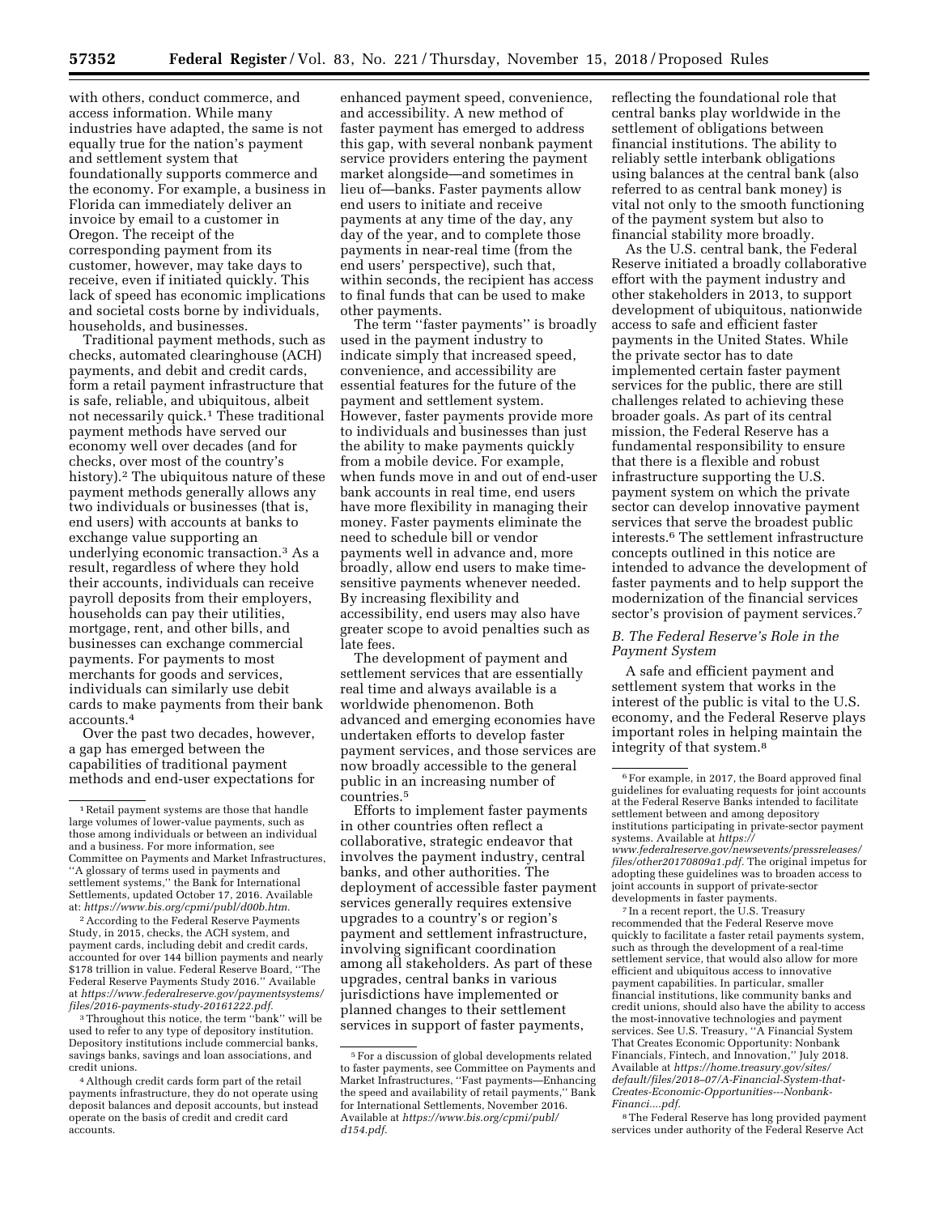with others, conduct commerce, and access information. While many industries have adapted, the same is not equally true for the nation's payment and settlement system that foundationally supports commerce and the economy. For example, a business in Florida can immediately deliver an invoice by email to a customer in Oregon. The receipt of the corresponding payment from its customer, however, may take days to receive, even if initiated quickly. This lack of speed has economic implications and societal costs borne by individuals, households, and businesses.

Traditional payment methods, such as checks, automated clearinghouse (ACH) payments, and debit and credit cards, form a retail payment infrastructure that is safe, reliable, and ubiquitous, albeit not necessarily quick.[1] These traditional payment methods have served our economy well over decades (and for checks, over most of the country's history).[2] The ubiquitous nature of these payment methods generally allows any two individuals or businesses (that is, end users) with accounts at banks to exchange value supporting an underlying economic transaction.[3] As a result, regardless of where they hold their accounts, individuals can receive payroll deposits from their employers, households can pay their utilities, mortgage, rent, and other bills, and businesses can exchange commercial payments. For payments to most merchants for goods and services, individuals can similarly use debit cards to make payments from their bank accounts.[4]

Over the past two decades, however, a gap has emerged between the capabilities of traditional payment methods and end-user expectations for enhanced payment speed, convenience, and accessibility. A new method of faster payment has emerged to address this gap, with several nonbank payment service providers entering the payment market alongside—and sometimes in lieu of—banks. Faster payments allow end users to initiate and receive payments at any time of the day, any day of the year, and to complete those payments in near-real time (from the end users' perspective), such that, within seconds, the recipient has access to final funds that can be used to make other payments.

The term "faster payments" is broadly used in the payment industry to indicate simply that increased speed, convenience, and accessibility are essential features for the future of the payment and settlement system. However, faster payments provide more to individuals and businesses than just the ability to make payments quickly from a mobile device. For example, when funds move in and out of end-user bank accounts in real time, end users have more flexibility in managing their money. Faster payments eliminate the need to schedule bill or vendor payments well in advance and, more broadly, allow end users to make time-sensitive payments whenever needed. By increasing flexibility and accessibility, end users may also have greater scope to avoid penalties such as late fees.

The development of payment and settlement services that are essentially real time and always available is a worldwide phenomenon. Both advanced and emerging economies have undertaken efforts to develop faster payment services, and those services are now broadly accessible to the general public in an increasing number of countries.[5]

Efforts to implement faster payments in other countries often reflect a collaborative, strategic endeavor that involves the payment industry, central banks, and other authorities. The deployment of accessible faster payment services generally requires extensive upgrades to a country's or region's payment and settlement infrastructure, involving significant coordination among all stakeholders. As part of these upgrades, central banks in various jurisdictions have implemented or planned changes to their settlement services in support of faster payments, reflecting the foundational role that central banks play worldwide in the settlement of obligations between financial institutions. The ability to reliably settle interbank obligations using balances at the central bank (also referred to as central bank money) is vital not only to the smooth functioning of the payment system but also to financial stability more broadly.

As the U.S. central bank, the Federal Reserve initiated a broadly collaborative effort with the payment industry and other stakeholders in 2013, to support development of ubiquitous, nationwide access to safe and efficient faster payments in the United States. While the private sector has to date implemented certain faster payment services for the public, there are still challenges related to achieving these broader goals. As part of its central mission, the Federal Reserve has a fundamental responsibility to ensure that there is a flexible and robust infrastructure supporting the U.S. payment system on which the private sector can develop innovative payment services that serve the broadest public interests.[6] The settlement infrastructure concepts outlined in this notice are intended to advance the development of faster payments and to help support the modernization of the financial services sector's provision of payment services.[7]

### *B. The Federal Reserve's Role in the Payment System*

A safe and efficient payment and settlement system that works in the interest of the public is vital to the U.S. economy, and the Federal Reserve plays important roles in helping maintain the integrity of that system.[8]

---

[1] Retail payment systems are those that handle large volumes of lower-value payments, such as those among individuals or between an individual and a business. For more information, see Committee on Payments and Market Infrastructures, "A glossary of terms used in payments and settlement systems," the Bank for International Settlements, updated October 17, 2016. Available at: *https://www.bis.org/cpmi/publ/d00b.htm.*

[2] According to the Federal Reserve Payments Study, in 2015, checks, the ACH system, and payment cards, including debit and credit cards, accounted for over 144 billion payments and nearly $178 trillion in value. Federal Reserve Board, "The Federal Reserve Payments Study 2016." Available at *https://www.federalreserve.gov/paymentsystems/files/2016-payments-study-20161222.pdf.*

[3] Throughout this notice, the term "bank" will be used to refer to any type of depository institution. Depository institutions include commercial banks, savings banks, savings and loan associations, and credit unions.

[4] Although credit cards form part of the retail payments infrastructure, they do not operate using deposit balances and deposit accounts, but instead operate on the basis of credit and credit card accounts.

[5] For a discussion of global developments related to faster payments, see Committee on Payments and Market Infrastructures, "Fast payments—Enhancing the speed and availability of retail payments," Bank for International Settlements, November 2016. Available at *https://www.bis.org/cpmi/publ/d154.pdf.*

[6] For example, in 2017, the Board approved final guidelines for evaluating requests for joint accounts at the Federal Reserve Banks intended to facilitate settlement between and among depository institutions participating in private-sector payment systems. Available at *https://www.federalreserve.gov/newsevents/pressreleases/files/other20170809a1.pdf.* The original impetus for adopting these guidelines was to broaden access to joint accounts in support of private-sector developments in faster payments.

[7] In a recent report, the U.S. Treasury recommended that the Federal Reserve move quickly to facilitate a faster retail payments system, such as through the development of a real-time settlement service, that would also allow for more efficient and ubiquitous access to innovative payment capabilities. In particular, smaller financial institutions, like community banks and credit unions, should also have the ability to access the most-innovative technologies and payment services. See U.S. Treasury, "A Financial System That Creates Economic Opportunity: Nonbank Financials, Fintech, and Innovation," July 2018. Available at *https://home.treasury.gov/sites/default/files/2018–07/A-Financial-System-that-Creates-Economic-Opportunities---Nonbank-Financi....pdf.*

[8] The Federal Reserve has long provided payment services under authority of the Federal Reserve Act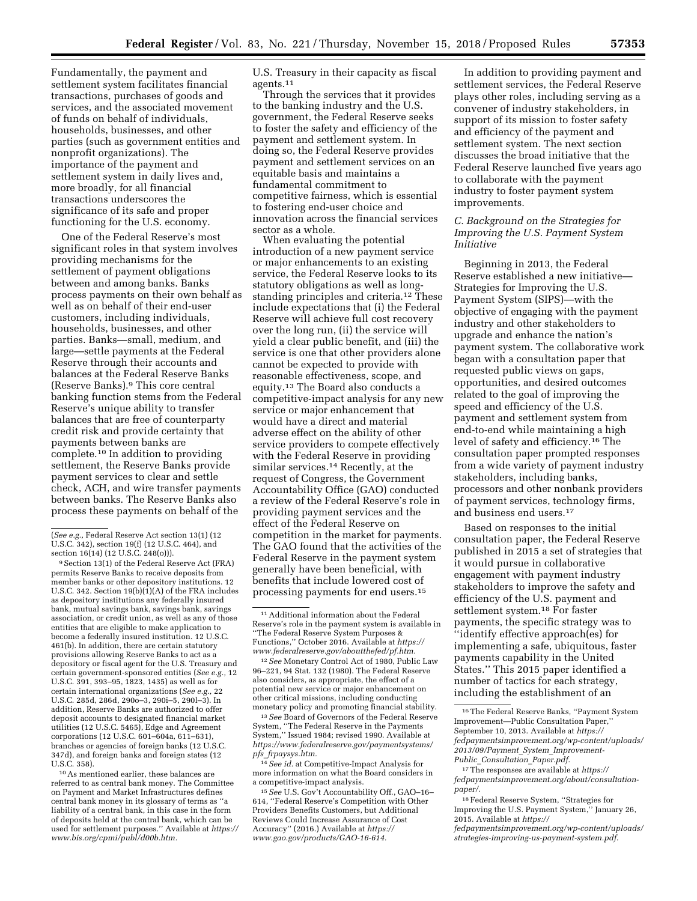Fundamentally, the payment and settlement system facilitates financial transactions, purchases of goods and services, and the associated movement of funds on behalf of individuals, households, businesses, and other parties (such as government entities and nonprofit organizations). The importance of the payment and settlement system in daily lives and, more broadly, for all financial transactions underscores the significance of its safe and proper functioning for the U.S. economy.

One of the Federal Reserve's most significant roles in that system involves providing mechanisms for the settlement of payment obligations between and among banks. Banks process payments on their own behalf as well as on behalf of their end-user customers, including individuals, households, businesses, and other parties. Banks—small, medium, and large—settle payments at the Federal Reserve through their accounts and balances at the Federal Reserve Banks (Reserve Banks).[9] This core central banking function stems from the Federal Reserve's unique ability to transfer balances that are free of counterparty credit risk and provide certainty that payments between banks are complete.[10] In addition to providing settlement, the Reserve Banks provide payment services to clear and settle check, ACH, and wire transfer payments between banks. The Reserve Banks also process these payments on behalf of the U.S. Treasury in their capacity as fiscal agents.[11]

Through the services that it provides to the banking industry and the U.S. government, the Federal Reserve seeks to foster the safety and efficiency of the payment and settlement system. In doing so, the Federal Reserve provides payment and settlement services on an equitable basis and maintains a fundamental commitment to competitive fairness, which is essential to fostering end-user choice and innovation across the financial services sector as a whole.

When evaluating the potential introduction of a new payment service or major enhancements to an existing service, the Federal Reserve looks to its statutory obligations as well as long-standing principles and criteria.[12] These include expectations that (i) the Federal Reserve will achieve full cost recovery over the long run, (ii) the service will yield a clear public benefit, and (iii) the service is one that other providers alone cannot be expected to provide with reasonable effectiveness, scope, and equity.[13] The Board also conducts a competitive-impact analysis for any new service or major enhancement that would have a direct and material adverse effect on the ability of other service providers to compete effectively with the Federal Reserve in providing similar services.[14] Recently, at the request of Congress, the Government Accountability Office (GAO) conducted a review of the Federal Reserve's role in providing payment services and the effect of the Federal Reserve on competition in the market for payments. The GAO found that the activities of the Federal Reserve in the payment system generally have been beneficial, with benefits that include lowered cost of processing payments for end users.[15]

In addition to providing payment and settlement services, the Federal Reserve plays other roles, including serving as a convener of industry stakeholders, in support of its mission to foster safety and efficiency of the payment and settlement system. The next section discusses the broad initiative that the Federal Reserve launched five years ago to collaborate with the payment industry to foster payment system improvements.

### *C. Background on the Strategies for Improving the U.S. Payment System Initiative*

Beginning in 2013, the Federal Reserve established a new initiative—Strategies for Improving the U.S. Payment System (SIPS)—with the objective of engaging with the payment industry and other stakeholders to upgrade and enhance the nation's payment system. The collaborative work began with a consultation paper that requested public views on gaps, opportunities, and desired outcomes related to the goal of improving the speed and efficiency of the U.S. payment and settlement system from end-to-end while maintaining a high level of safety and efficiency.[16] The consultation paper prompted responses from a wide variety of payment industry stakeholders, including banks, processors and other nonbank providers of payment services, technology firms, and business end users.[17]

Based on responses to the initial consultation paper, the Federal Reserve published in 2015 a set of strategies that it would pursue in collaborative engagement with payment industry stakeholders to improve the safety and efficiency of the U.S. payment and settlement system.[18] For faster payments, the specific strategy was to "identify effective approach(es) for implementing a safe, ubiquitous, faster payments capability in the United States." This 2015 paper identified a number of tactics for each strategy, including the establishment of an

---

(*See e.g.,* Federal Reserve Act section 13(1) (12 U.S.C. 342), section 19(f) (12 U.S.C. 464), and section 16(14) (12 U.S.C. 248(o))).

[9] Section 13(1) of the Federal Reserve Act (FRA) permits Reserve Banks to receive deposits from member banks or other depository institutions. 12 U.S.C. 342. Section 19(b)(1)(A) of the FRA includes as depository institutions any federally insured bank, mutual savings bank, savings bank, savings association, or credit union, as well as any of those entities that are eligible to make application to become a federally insured institution. 12 U.S.C. 461(b). In addition, there are certain statutory provisions allowing Reserve Banks to act as a depository or fiscal agent for the U.S. Treasury and certain government-sponsored entities (*See e.g.,* 12 U.S.C. 391, 393–95, 1823, 1435) as well as for certain international organizations (*See e.g.,* 22 U.S.C. 285d, 286d, 290o–3, 290i–5, 290l–3). In addition, Reserve Banks are authorized to offer deposit accounts to designated financial market utilities (12 U.S.C. 5465), Edge and Agreement corporations (12 U.S.C. 601–604a, 611–631), branches or agencies of foreign banks (12 U.S.C. 347d), and foreign banks and foreign states (12 U.S.C. 358).

[10] As mentioned earlier, these balances are referred to as central bank money. The Committee on Payment and Market Infrastructures defines central bank money in its glossary of terms as "a liability of a central bank, in this case in the form of deposits held at the central bank, which can be used for settlement purposes." Available at *https://www.bis.org/cpmi/publ/d00b.htm.*

[11] Additional information about the Federal Reserve's role in the payment system is available in "The Federal Reserve System Purposes & Functions," October 2016. Available at *https://www.federalreserve.gov/aboutthefed/pf.htm.*

[12] *See* Monetary Control Act of 1980, Public Law 96–221, 94 Stat. 132 (1980). The Federal Reserve also considers, as appropriate, the effect of a potential new service or major enhancement on other critical missions, including conducting monetary policy and promoting financial stability.

[13] *See* Board of Governors of the Federal Reserve System, "The Federal Reserve in the Payments System," Issued 1984; revised 1990. Available at *https://www.federalreserve.gov/paymentsystems/pfs_frpaysys.htm.*

[14] *See id.* at Competitive-Impact Analysis for more information on what the Board considers in a competitive-impact analysis.

[15] *See* U.S. Gov't Accountability Off., GAO–16–614, "Federal Reserve's Competition with Other Providers Benefits Customers, but Additional Reviews Could Increase Assurance of Cost Accuracy" (2016.) Available at *https://www.gao.gov/products/GAO-16-614.*

[16] The Federal Reserve Banks, "Payment System Improvement—Public Consultation Paper," September 10, 2013. Available at *https://fedpaymentsimprovement.org/wp-content/uploads/2013/09/Payment_System_Improvement-Public_Consultation_Paper.pdf.*

[17] The responses are available at *https://fedpaymentsimprovement.org/about/consultation-paper/.*

[18] Federal Reserve System, "Strategies for Improving the U.S. Payment System," January 26, 2015. Available at *https://fedpaymentsimprovement.org/wp-content/uploads/strategies-improving-us-payment-system.pdf.*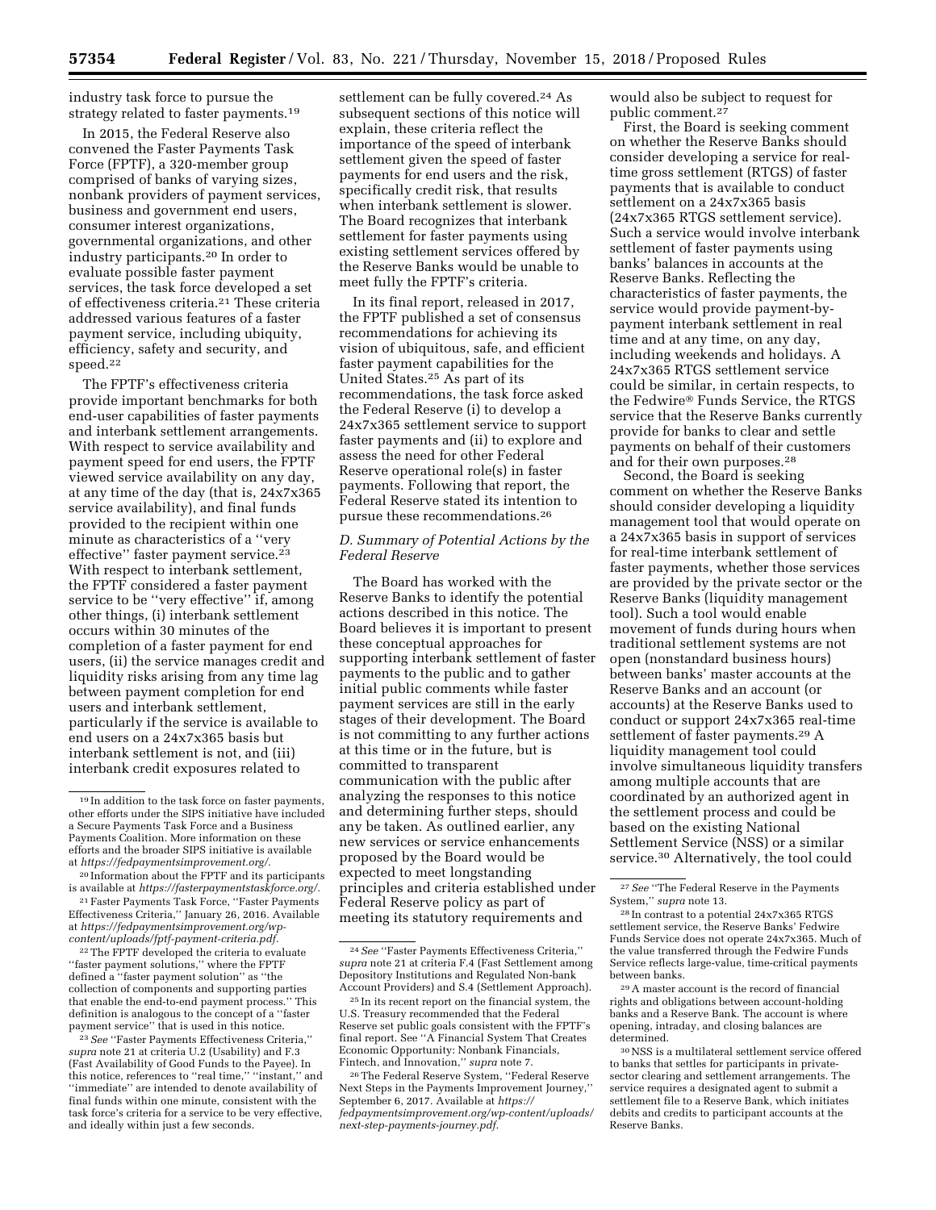industry task force to pursue the strategy related to faster payments.[19]

In 2015, the Federal Reserve also convened the Faster Payments Task Force (FPTF), a 320-member group comprised of banks of varying sizes, nonbank providers of payment services, business and government end users, consumer interest organizations, governmental organizations, and other industry participants.[20] In order to evaluate possible faster payment services, the task force developed a set of effectiveness criteria.[21] These criteria addressed various features of a faster payment service, including ubiquity, efficiency, safety and security, and speed.[22]

The FPTF's effectiveness criteria provide important benchmarks for both end-user capabilities of faster payments and interbank settlement arrangements. With respect to service availability and payment speed for end users, the FPTF viewed service availability on any day, at any time of the day (that is, 24x7x365 service availability), and final funds provided to the recipient within one minute as characteristics of a "very effective" faster payment service.[23] With respect to interbank settlement, the FPTF considered a faster payment service to be "very effective" if, among other things, (i) interbank settlement occurs within 30 minutes of the completion of a faster payment for end users, (ii) the service manages credit and liquidity risks arising from any time lag between payment completion for end users and interbank settlement, particularly if the service is available to end users on a 24x7x365 basis but interbank settlement is not, and (iii) interbank credit exposures related to settlement can be fully covered.[24] As subsequent sections of this notice will explain, these criteria reflect the importance of the speed of interbank settlement given the speed of faster payments for end users and the risk, specifically credit risk, that results when interbank settlement is slower. The Board recognizes that interbank settlement for faster payments using existing settlement services offered by the Reserve Banks would be unable to meet fully the FPTF's criteria.

In its final report, released in 2017, the FPTF published a set of consensus recommendations for achieving its vision of ubiquitous, safe, and efficient faster payment capabilities for the United States.[25] As part of its recommendations, the task force asked the Federal Reserve (i) to develop a 24x7x365 settlement service to support faster payments and (ii) to explore and assess the need for other Federal Reserve operational role(s) in faster payments. Following that report, the Federal Reserve stated its intention to pursue these recommendations.[26]

### *D. Summary of Potential Actions by the Federal Reserve*

The Board has worked with the Reserve Banks to identify the potential actions described in this notice. The Board believes it is important to present these conceptual approaches for supporting interbank settlement of faster payments to the public and to gather initial public comments while faster payment services are still in the early stages of their development. The Board is not committing to any further actions at this time or in the future, but is committed to transparent communication with the public after analyzing the responses to this notice and determining further steps, should any be taken. As outlined earlier, any new services or service enhancements proposed by the Board would be expected to meet longstanding principles and criteria established under Federal Reserve policy as part of meeting its statutory requirements and would also be subject to request for public comment.[27]

First, the Board is seeking comment on whether the Reserve Banks should consider developing a service for real-time gross settlement (RTGS) of faster payments that is available to conduct settlement on a 24x7x365 basis (24x7x365 RTGS settlement service). Such a service would involve interbank settlement of faster payments using banks' balances in accounts at the Reserve Banks. Reflecting the characteristics of faster payments, the service would provide payment-by-payment interbank settlement in real time and at any time, on any day, including weekends and holidays. A 24x7x365 RTGS settlement service could be similar, in certain respects, to the Fedwire® Funds Service, the RTGS service that the Reserve Banks currently provide for banks to clear and settle payments on behalf of their customers and for their own purposes.[28]

Second, the Board is seeking comment on whether the Reserve Banks should consider developing a liquidity management tool that would operate on a 24x7x365 basis in support of services for real-time interbank settlement of faster payments, whether those services are provided by the private sector or the Reserve Banks (liquidity management tool). Such a tool would enable movement of funds during hours when traditional settlement systems are not open (nonstandard business hours) between banks' master accounts at the Reserve Banks and an account (or accounts) at the Reserve Banks used to conduct or support 24x7x365 real-time settlement of faster payments.[29] A liquidity management tool could involve simultaneous liquidity transfers among multiple accounts that are coordinated by an authorized agent in the settlement process and could be based on the existing National Settlement Service (NSS) or a similar service.[30] Alternatively, the tool could

---

[19] In addition to the task force on faster payments, other efforts under the SIPS initiative have included a Secure Payments Task Force and a Business Payments Coalition. More information on these efforts and the broader SIPS initiative is available at *https://fedpaymentsimprovement.org/*.

[20] Information about the FPTF and its participants is available at *https://fasterpaymentstaskforce.org/*.

[21] Faster Payments Task Force, "Faster Payments Effectiveness Criteria," January 26, 2016. Available at *https://fedpaymentsimprovement.org/wp-content/uploads/fptf-payment-criteria.pdf*.

[22] The FPTF developed the criteria to evaluate "faster payment solutions," where the FPTF defined a "faster payment solution" as "the collection of components and supporting parties that enable the end-to-end payment process." This definition is analogous to the concept of a "faster payment service" that is used in this notice.

[23] *See* "Faster Payments Effectiveness Criteria," *supra* note 21 at criteria U.2 (Usability) and F.3 (Fast Availability of Good Funds to the Payee). In this notice, references to "real time," "instant," and "immediate" are intended to denote availability of final funds within one minute, consistent with the task force's criteria for a service to be very effective, and ideally within just a few seconds.

[24] *See* "Faster Payments Effectiveness Criteria," *supra* note 21 at criteria F.4 (Fast Settlement among Depository Institutions and Regulated Non-bank Account Providers) and S.4 (Settlement Approach).

[25] In its recent report on the financial system, the U.S. Treasury recommended that the Federal Reserve set public goals consistent with the FPTF's final report. See "A Financial System That Creates Economic Opportunity: Nonbank Financials, Fintech, and Innovation," *supra* note 7.

[26] The Federal Reserve System, "Federal Reserve Next Steps in the Payments Improvement Journey," September 6, 2017. Available at *https://fedpaymentsimprovement.org/wp-content/uploads/next-step-payments-journey.pdf*.

[27] *See* "The Federal Reserve in the Payments System," *supra* note 13.

[28] In contrast to a potential 24x7x365 RTGS settlement service, the Reserve Banks' Fedwire Funds Service does not operate 24x7x365. Much of the value transferred through the Fedwire Funds Service reflects large-value, time-critical payments between banks.

[29] A master account is the record of financial rights and obligations between account-holding banks and a Reserve Bank. The account is where opening, intraday, and closing balances are determined.

[30] NSS is a multilateral settlement service offered to banks that settles for participants in private-sector clearing and settlement arrangements. The service requires a designated agent to submit a settlement file to a Reserve Bank, which initiates debits and credits to participant accounts at the Reserve Banks.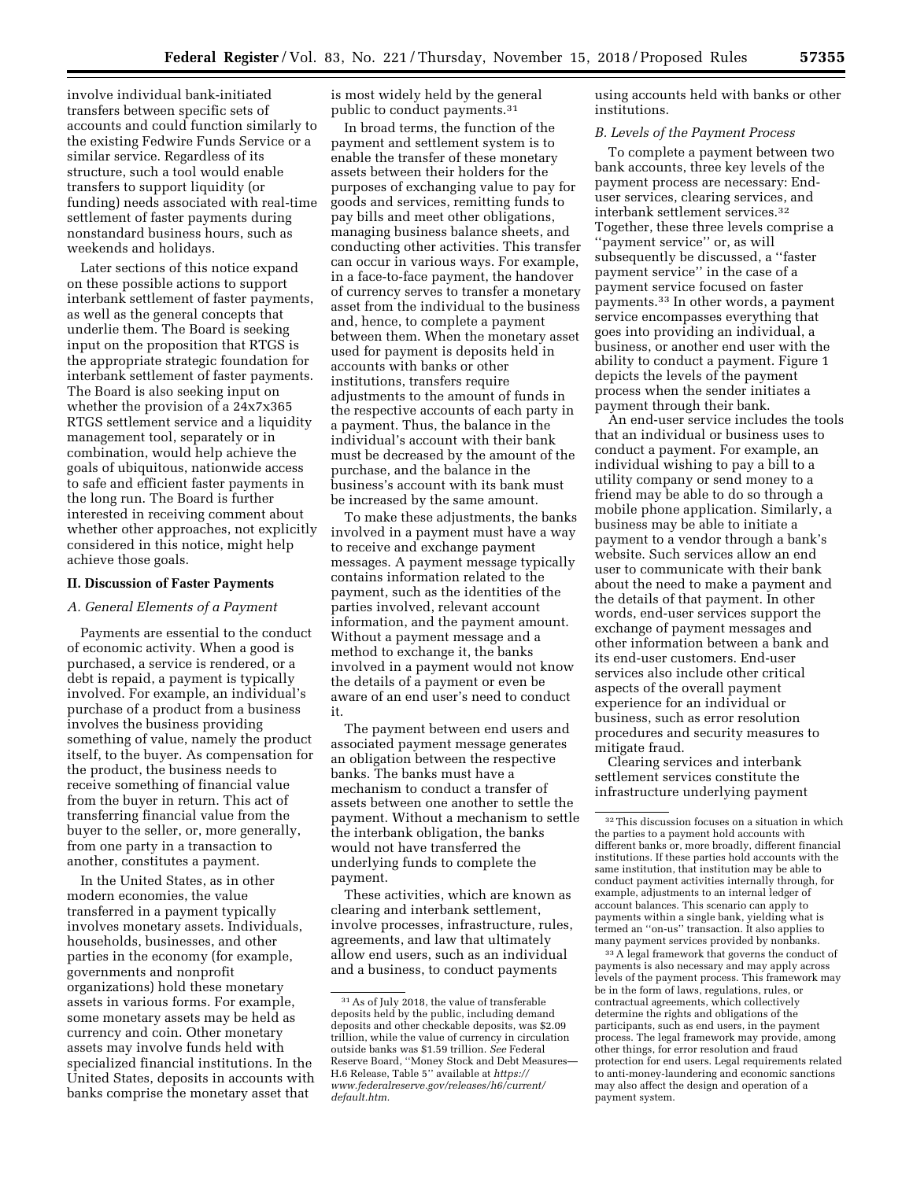involve individual bank-initiated transfers between specific sets of accounts and could function similarly to the existing Fedwire Funds Service or a similar service. Regardless of its structure, such a tool would enable transfers to support liquidity (or funding) needs associated with real-time settlement of faster payments during nonstandard business hours, such as weekends and holidays.

Later sections of this notice expand on these possible actions to support interbank settlement of faster payments, as well as the general concepts that underlie them. The Board is seeking input on the proposition that RTGS is the appropriate strategic foundation for interbank settlement of faster payments. The Board is also seeking input on whether the provision of a 24x7x365 RTGS settlement service and a liquidity management tool, separately or in combination, would help achieve the goals of ubiquitous, nationwide access to safe and efficient faster payments in the long run. The Board is further interested in receiving comment about whether other approaches, not explicitly considered in this notice, might help achieve those goals.

## II. Discussion of Faster Payments

### A. General Elements of a Payment

Payments are essential to the conduct of economic activity. When a good is purchased, a service is rendered, or a debt is repaid, a payment is typically involved. For example, an individual's purchase of a product from a business involves the business providing something of value, namely the product itself, to the buyer. As compensation for the product, the business needs to receive something of financial value from the buyer in return. This act of transferring financial value from the buyer to the seller, or, more generally, from one party in a transaction to another, constitutes a payment.

In the United States, as in other modern economies, the value transferred in a payment typically involves monetary assets. Individuals, households, businesses, and other parties in the economy (for example, governments and nonprofit organizations) hold these monetary assets in various forms. For example, some monetary assets may be held as currency and coin. Other monetary assets may involve funds held with specialized financial institutions. In the United States, deposits in accounts with banks comprise the monetary asset that is most widely held by the general public to conduct payments.[31]

In broad terms, the function of the payment and settlement system is to enable the transfer of these monetary assets between their holders for the purposes of exchanging value to pay for goods and services, remitting funds to pay bills and meet other obligations, managing business balance sheets, and conducting other activities. This transfer can occur in various ways. For example, in a face-to-face payment, the handover of currency serves to transfer a monetary asset from the individual to the business and, hence, to complete a payment between them. When the monetary asset used for payment is deposits held in accounts with banks or other institutions, transfers require adjustments to the amount of funds in the respective accounts of each party in a payment. Thus, the balance in the individual's account with their bank must be decreased by the amount of the purchase, and the balance in the business's account with its bank must be increased by the same amount.

To make these adjustments, the banks involved in a payment must have a way to receive and exchange payment messages. A payment message typically contains information related to the payment, such as the identities of the parties involved, relevant account information, and the payment amount. Without a payment message and a method to exchange it, the banks involved in a payment would not know the details of a payment or even be aware of an end user's need to conduct it.

The payment between end users and associated payment message generates an obligation between the respective banks. The banks must have a mechanism to conduct a transfer of assets between one another to settle the payment. Without a mechanism to settle the interbank obligation, the banks would not have transferred the underlying funds to complete the payment.

These activities, which are known as clearing and interbank settlement, involve processes, infrastructure, rules, agreements, and law that ultimately allow end users, such as an individual and a business, to conduct payments using accounts held with banks or other institutions.

### B. Levels of the Payment Process

To complete a payment between two bank accounts, three key levels of the payment process are necessary: End-user services, clearing services, and interbank settlement services.[32] Together, these three levels comprise a ''payment service'' or, as will subsequently be discussed, a ''faster payment service'' in the case of a payment service focused on faster payments.[33] In other words, a payment service encompasses everything that goes into providing an individual, a business, or another end user with the ability to conduct a payment. Figure 1 depicts the levels of the payment process when the sender initiates a payment through their bank.

An end-user service includes the tools that an individual or business uses to conduct a payment. For example, an individual wishing to pay a bill to a utility company or send money to a friend may be able to do so through a mobile phone application. Similarly, a business may be able to initiate a payment to a vendor through a bank's website. Such services allow an end user to communicate with their bank about the need to make a payment and the details of that payment. In other words, end-user services support the exchange of payment messages and other information between a bank and its end-user customers. End-user services also include other critical aspects of the overall payment experience for an individual or business, such as error resolution procedures and security measures to mitigate fraud.

Clearing services and interbank settlement services constitute the infrastructure underlying payment

---

[31] As of July 2018, the value of transferable deposits held by the public, including demand deposits and other checkable deposits, was $2.09 trillion, while the value of currency in circulation outside banks was $1.59 trillion. *See* Federal Reserve Board, ''Money Stock and Debt Measures—H.6 Release, Table 5'' available at *https://www.federalreserve.gov/releases/h6/current/default.htm.*

[32] This discussion focuses on a situation in which the parties to a payment hold accounts with different banks or, more broadly, different financial institutions. If these parties hold accounts with the same institution, that institution may be able to conduct payment activities internally through, for example, adjustments to an internal ledger of account balances. This scenario can apply to payments within a single bank, yielding what is termed an ''on-us'' transaction. It also applies to many payment services provided by nonbanks.

[33] A legal framework that governs the conduct of payments is also necessary and may apply across levels of the payment process. This framework may be in the form of laws, regulations, rules, or contractual agreements, which collectively determine the rights and obligations of the participants, such as end users, in the payment process. The legal framework may provide, among other things, for error resolution and fraud protection for end users. Legal requirements related to anti-money-laundering and economic sanctions may also affect the design and operation of a payment system.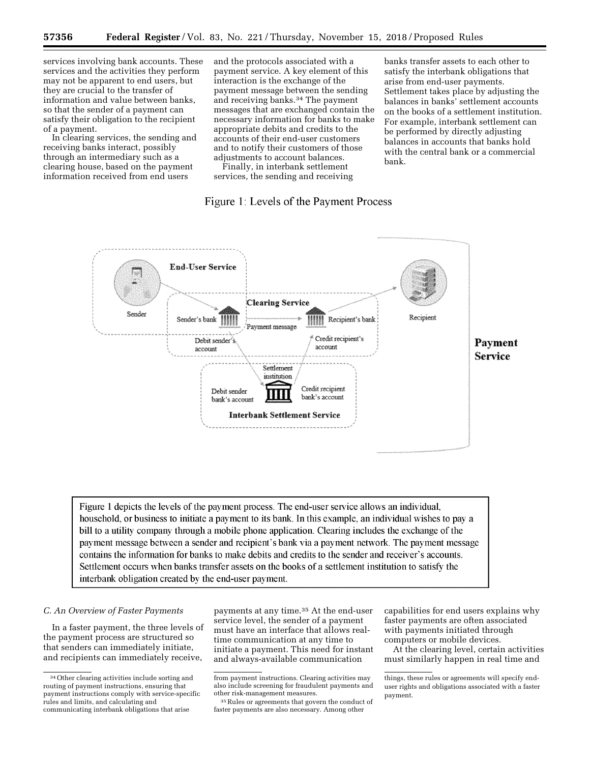services involving bank accounts. These services and the activities they perform may not be apparent to end users, but they are crucial to the transfer of information and value between banks, so that the sender of a payment can satisfy their obligation to the recipient of a payment.

In clearing services, the sending and receiving banks interact, possibly through an intermediary such as a clearing house, based on the payment information received from end users and the protocols associated with a payment service. A key element of this interaction is the exchange of the payment message between the sending and receiving banks.[34] The payment messages that are exchanged contain the necessary information for banks to make appropriate debits and credits to the accounts of their end-user customers and to notify their customers of those adjustments to account balances.

Finally, in interbank settlement services, the sending and receiving banks transfer assets to each other to satisfy the interbank obligations that arise from end-user payments. Settlement takes place by adjusting the balances in banks' settlement accounts on the books of a settlement institution. For example, interbank settlement can be performed by directly adjusting balances in accounts that banks hold with the central bank or a commercial bank.

Figure 1: Levels of the Payment Process

Figure 1 depicts the levels of the payment process. The end-user service allows an individual, household, or business to initiate a payment to its bank. In this example, an individual wishes to pay a bill to a utility company through a mobile phone application. Clearing includes the exchange of the payment message between a sender and recipient's bank via a payment network. The payment message contains the information for banks to make debits and credits to the sender and receiver's accounts. Settlement occurs when banks transfer assets on the books of a settlement institution to satisfy the interbank obligation created by the end-user payment.

### *C. An Overview of Faster Payments*

In a faster payment, the three levels of the payment process are structured so that senders can immediately initiate, and recipients can immediately receive, payments at any time.[35] At the end-user service level, the sender of a payment must have an interface that allows real-time communication at any time to initiate a payment. This need for instant and always-available communication capabilities for end users explains why faster payments are often associated with payments initiated through computers or mobile devices.

At the clearing level, certain activities must similarly happen in real time and

---

[34] Other clearing activities include sorting and routing of payment instructions, ensuring that payment instructions comply with service-specific rules and limits, and calculating and communicating interbank obligations that arise from payment instructions. Clearing activities may also include screening for fraudulent payments and other risk-management measures.

[35] Rules or agreements that govern the conduct of faster payments are also necessary. Among other things, these rules or agreements will specify end-user rights and obligations associated with a faster payment.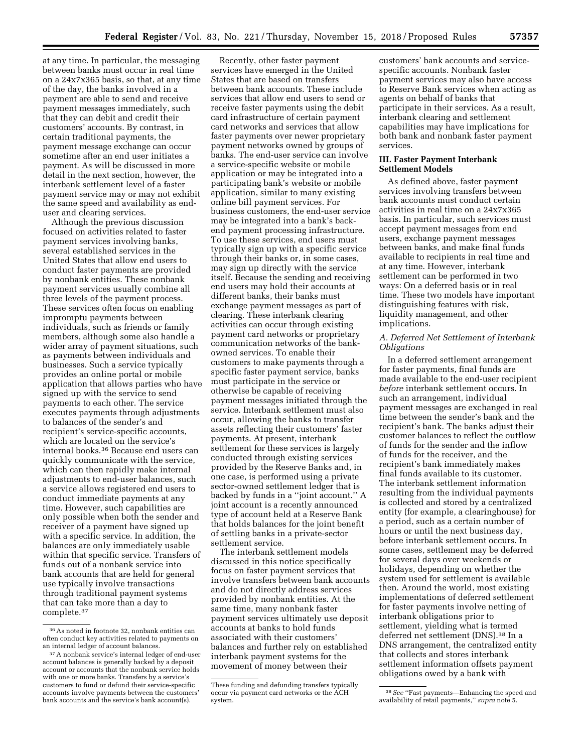at any time. In particular, the messaging between banks must occur in real time on a 24x7x365 basis, so that, at any time of the day, the banks involved in a payment are able to send and receive payment messages immediately, such that they can debit and credit their customers' accounts. By contrast, in certain traditional payments, the payment message exchange can occur sometime after an end user initiates a payment. As will be discussed in more detail in the next section, however, the interbank settlement level of a faster payment service may or may not exhibit the same speed and availability as end-user and clearing services.

Although the previous discussion focused on activities related to faster payment services involving banks, several established services in the United States that allow end users to conduct faster payments are provided by nonbank entities. These nonbank payment services usually combine all three levels of the payment process. These services often focus on enabling impromptu payments between individuals, such as friends or family members, although some also handle a wider array of payment situations, such as payments between individuals and businesses. Such a service typically provides an online portal or mobile application that allows parties who have signed up with the service to send payments to each other. The service executes payments through adjustments to balances of the sender's and recipient's service-specific accounts, which are located on the service's internal books.[36] Because end users can quickly communicate with the service, which can then rapidly make internal adjustments to end-user balances, such a service allows registered end users to conduct immediate payments at any time. However, such capabilities are only possible when both the sender and receiver of a payment have signed up with a specific service. In addition, the balances are only immediately usable within that specific service. Transfers of funds out of a nonbank service into bank accounts that are held for general use typically involve transactions through traditional payment systems that can take more than a day to complete.[37]

Recently, other faster payment services have emerged in the United States that are based on transfers between bank accounts. These include services that allow end users to send or receive faster payments using the debit card infrastructure of certain payment card networks and services that allow faster payments over newer proprietary payment networks owned by groups of banks. The end-user service can involve a service-specific website or mobile application or may be integrated into a participating bank's website or mobile application, similar to many existing online bill payment services. For business customers, the end-user service may be integrated into a bank's back-end payment processing infrastructure. To use these services, end users must typically sign up with a specific service through their banks or, in some cases, may sign up directly with the service itself. Because the sending and receiving end users may hold their accounts at different banks, their banks must exchange payment messages as part of clearing. These interbank clearing activities can occur through existing payment card networks or proprietary communication networks of the bank-owned services. To enable their customers to make payments through a specific faster payment service, banks must participate in the service or otherwise be capable of receiving payment messages initiated through the service. Interbank settlement must also occur, allowing the banks to transfer assets reflecting their customers' faster payments. At present, interbank settlement for these services is largely conducted through existing services provided by the Reserve Banks and, in one case, is performed using a private sector-owned settlement ledger that is backed by funds in a ''joint account.'' A joint account is a recently announced type of account held at a Reserve Bank that holds balances for the joint benefit of settling banks in a private-sector settlement service.

The interbank settlement models discussed in this notice specifically focus on faster payment services that involve transfers between bank accounts and do not directly address services provided by nonbank entities. At the same time, many nonbank faster payment services ultimately use deposit accounts at banks to hold funds associated with their customers' balances and further rely on established interbank payment systems for the movement of money between their customers' bank accounts and service-specific accounts. Nonbank faster payment services may also have access to Reserve Bank services when acting as agents on behalf of banks that participate in their services. As a result, interbank clearing and settlement capabilities may have implications for both bank and nonbank faster payment services.

## III. Faster Payment Interbank Settlement Models

As defined above, faster payment services involving transfers between bank accounts must conduct certain activities in real time on a 24x7x365 basis. In particular, such services must accept payment messages from end users, exchange payment messages between banks, and make final funds available to recipients in real time and at any time. However, interbank settlement can be performed in two ways: On a deferred basis or in real time. These two models have important distinguishing features with risk, liquidity management, and other implications.

### *A. Deferred Net Settlement of Interbank Obligations*

In a deferred settlement arrangement for faster payments, final funds are made available to the end-user recipient *before* interbank settlement occurs. In such an arrangement, individual payment messages are exchanged in real time between the sender's bank and the recipient's bank. The banks adjust their customer balances to reflect the outflow of funds for the sender and the inflow of funds for the receiver, and the recipient's bank immediately makes final funds available to its customer. The interbank settlement information resulting from the individual payments is collected and stored by a centralized entity (for example, a clearinghouse) for a period, such as a certain number of hours or until the next business day, before interbank settlement occurs. In some cases, settlement may be deferred for several days over weekends or holidays, depending on whether the system used for settlement is available then. Around the world, most existing implementations of deferred settlement for faster payments involve netting of interbank obligations prior to settlement, yielding what is termed deferred net settlement (DNS).[38] In a DNS arrangement, the centralized entity that collects and stores interbank settlement information offsets payment obligations owed by a bank with

---

[36] As noted in footnote 32, nonbank entities can often conduct key activities related to payments on an internal ledger of account balances.

[37] A nonbank service's internal ledger of end-user account balances is generally backed by a deposit account or accounts that the nonbank service holds with one or more banks. Transfers by a service's customers to fund or defund their service-specific accounts involve payments between the customers' bank accounts and the service's bank account(s). These funding and defunding transfers typically occur via payment card networks or the ACH system.

[38] *See* ''Fast payments—Enhancing the speed and availability of retail payments,'' *supra* note 5.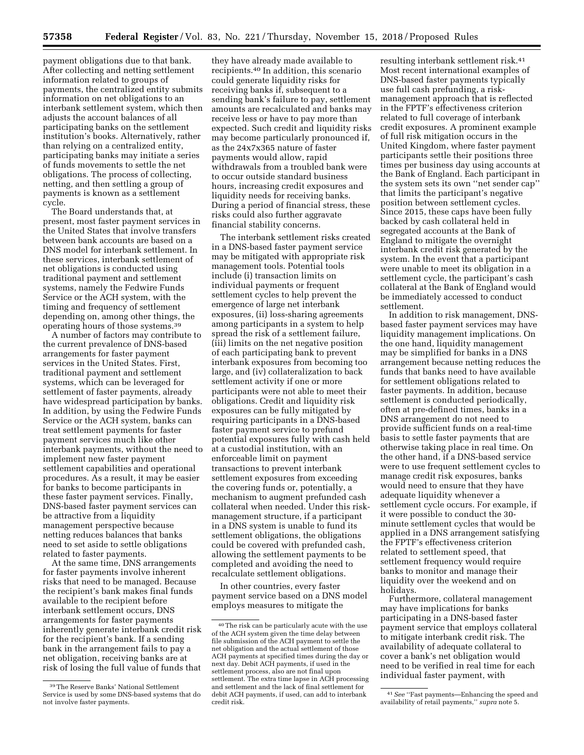payment obligations due to that bank. After collecting and netting settlement information related to groups of payments, the centralized entity submits information on net obligations to an interbank settlement system, which then adjusts the account balances of all participating banks on the settlement institution's books. Alternatively, rather than relying on a centralized entity, participating banks may initiate a series of funds movements to settle the net obligations. The process of collecting, netting, and then settling a group of payments is known as a settlement cycle.

The Board understands that, at present, most faster payment services in the United States that involve transfers between bank accounts are based on a DNS model for interbank settlement. In these services, interbank settlement of net obligations is conducted using traditional payment and settlement systems, namely the Fedwire Funds Service or the ACH system, with the timing and frequency of settlement depending on, among other things, the operating hours of those systems.[39]

A number of factors may contribute to the current prevalence of DNS-based arrangements for faster payment services in the United States. First, traditional payment and settlement systems, which can be leveraged for settlement of faster payments, already have widespread participation by banks. In addition, by using the Fedwire Funds Service or the ACH system, banks can treat settlement payments for faster payment services much like other interbank payments, without the need to implement new faster payment settlement capabilities and operational procedures. As a result, it may be easier for banks to become participants in these faster payment services. Finally, DNS-based faster payment services can be attractive from a liquidity management perspective because netting reduces balances that banks need to set aside to settle obligations related to faster payments.

At the same time, DNS arrangements for faster payments involve inherent risks that need to be managed. Because the recipient's bank makes final funds available to the recipient before interbank settlement occurs, DNS arrangements for faster payments inherently generate interbank credit risk for the recipient's bank. If a sending bank in the arrangement fails to pay a net obligation, receiving banks are at risk of losing the full value of funds that they have already made available to recipients.[40] In addition, this scenario could generate liquidity risks for receiving banks if, subsequent to a sending bank's failure to pay, settlement amounts are recalculated and banks may receive less or have to pay more than expected. Such credit and liquidity risks may become particularly pronounced if, as the 24x7x365 nature of faster payments would allow, rapid withdrawals from a troubled bank were to occur outside standard business hours, increasing credit exposures and liquidity needs for receiving banks. During a period of financial stress, these risks could also further aggravate financial stability concerns.

The interbank settlement risks created in a DNS-based faster payment service may be mitigated with appropriate risk management tools. Potential tools include (i) transaction limits on individual payments or frequent settlement cycles to help prevent the emergence of large net interbank exposures, (ii) loss-sharing agreements among participants in a system to help spread the risk of a settlement failure, (iii) limits on the net negative position of each participating bank to prevent interbank exposures from becoming too large, and (iv) collateralization to back settlement activity if one or more participants were not able to meet their obligations. Credit and liquidity risk exposures can be fully mitigated by requiring participants in a DNS-based faster payment service to prefund potential exposures fully with cash held at a custodial institution, with an enforceable limit on payment transactions to prevent interbank settlement exposures from exceeding the covering funds or, potentially, a mechanism to augment prefunded cash collateral when needed. Under this risk-management structure, if a participant in a DNS system is unable to fund its settlement obligations, the obligations could be covered with prefunded cash, allowing the settlement payments to be completed and avoiding the need to recalculate settlement obligations.

In other countries, every faster payment service based on a DNS model employs measures to mitigate the resulting interbank settlement risk.[41] Most recent international examples of DNS-based faster payments typically use full cash prefunding, a risk-management approach that is reflected in the FPTF's effectiveness criterion related to full coverage of interbank credit exposures. A prominent example of full risk mitigation occurs in the United Kingdom, where faster payment participants settle their positions three times per business day using accounts at the Bank of England. Each participant in the system sets its own "net sender cap" that limits the participant's negative position between settlement cycles. Since 2015, these caps have been fully backed by cash collateral held in segregated accounts at the Bank of England to mitigate the overnight interbank credit risk generated by the system. In the event that a participant were unable to meet its obligation in a settlement cycle, the participant's cash collateral at the Bank of England would be immediately accessed to conduct settlement.

In addition to risk management, DNS-based faster payment services may have liquidity management implications. On the one hand, liquidity management may be simplified for banks in a DNS arrangement because netting reduces the funds that banks need to have available for settlement obligations related to faster payments. In addition, because settlement is conducted periodically, often at pre-defined times, banks in a DNS arrangement do not need to provide sufficient funds on a real-time basis to settle faster payments that are otherwise taking place in real time. On the other hand, if a DNS-based service were to use frequent settlement cycles to manage credit risk exposures, banks would need to ensure that they have adequate liquidity whenever a settlement cycle occurs. For example, if it were possible to conduct the 30-minute settlement cycles that would be applied in a DNS arrangement satisfying the FPTF's effectiveness criterion related to settlement speed, that settlement frequency would require banks to monitor and manage their liquidity over the weekend and on holidays.

Furthermore, collateral management may have implications for banks participating in a DNS-based faster payment service that employs collateral to mitigate interbank credit risk. The availability of adequate collateral to cover a bank's net obligation would need to be verified in real time for each individual faster payment, with

---

[39] The Reserve Banks' National Settlement Service is used by some DNS-based systems that do not involve faster payments.

[40] The risk can be particularly acute with the use of the ACH system given the time delay between file submission of the ACH payment to settle the net obligation and the actual settlement of those ACH payments at specified times during the day or next day. Debit ACH payments, if used in the settlement process, also are not final upon settlement. The extra time lapse in ACH processing and settlement and the lack of final settlement for debit ACH payments, if used, can add to interbank credit risk.

[41] *See* "Fast payments—Enhancing the speed and availability of retail payments," *supra* note 5.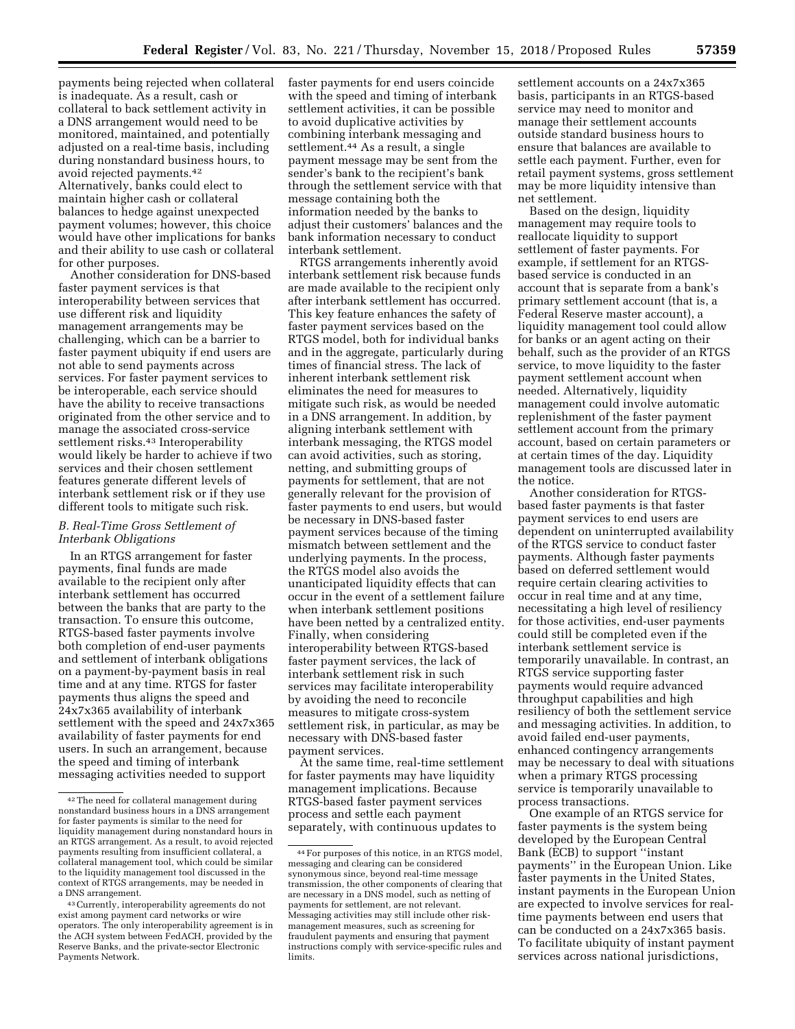payments being rejected when collateral is inadequate. As a result, cash or collateral to back settlement activity in a DNS arrangement would need to be monitored, maintained, and potentially adjusted on a real-time basis, including during nonstandard business hours, to avoid rejected payments.[42] Alternatively, banks could elect to maintain higher cash or collateral balances to hedge against unexpected payment volumes; however, this choice would have other implications for banks and their ability to use cash or collateral for other purposes.

Another consideration for DNS-based faster payment services is that interoperability between services that use different risk and liquidity management arrangements may be challenging, which can be a barrier to faster payment ubiquity if end users are not able to send payments across services. For faster payment services to be interoperable, each service should have the ability to receive transactions originated from the other service and to manage the associated cross-service settlement risks.[43] Interoperability would likely be harder to achieve if two services and their chosen settlement features generate different levels of interbank settlement risk or if they use different tools to mitigate such risk.

### *B. Real-Time Gross Settlement of Interbank Obligations*

In an RTGS arrangement for faster payments, final funds are made available to the recipient only after interbank settlement has occurred between the banks that are party to the transaction. To ensure this outcome, RTGS-based faster payments involve both completion of end-user payments and settlement of interbank obligations on a payment-by-payment basis in real time and at any time. RTGS for faster payments thus aligns the speed and 24x7x365 availability of interbank settlement with the speed and 24x7x365 availability of faster payments for end users. In such an arrangement, because the speed and timing of interbank messaging activities needed to support faster payments for end users coincide with the speed and timing of interbank settlement activities, it can be possible to avoid duplicative activities by combining interbank messaging and settlement.[44] As a result, a single payment message may be sent from the sender's bank to the recipient's bank through the settlement service with that message containing both the information needed by the banks to adjust their customers' balances and the bank information necessary to conduct interbank settlement.

RTGS arrangements inherently avoid interbank settlement risk because funds are made available to the recipient only after interbank settlement has occurred. This key feature enhances the safety of faster payment services based on the RTGS model, both for individual banks and in the aggregate, particularly during times of financial stress. The lack of inherent interbank settlement risk eliminates the need for measures to mitigate such risk, as would be needed in a DNS arrangement. In addition, by aligning interbank settlement with interbank messaging, the RTGS model can avoid activities, such as storing, netting, and submitting groups of payments for settlement, that are not generally relevant for the provision of faster payments to end users, but would be necessary in DNS-based faster payment services because of the timing mismatch between settlement and the underlying payments. In the process, the RTGS model also avoids the unanticipated liquidity effects that can occur in the event of a settlement failure when interbank settlement positions have been netted by a centralized entity. Finally, when considering interoperability between RTGS-based faster payment services, the lack of interbank settlement risk in such services may facilitate interoperability by avoiding the need to reconcile measures to mitigate cross-system settlement risk, in particular, as may be necessary with DNS-based faster payment services.

At the same time, real-time settlement for faster payments may have liquidity management implications. Because RTGS-based faster payment services process and settle each payment separately, with continuous updates to settlement accounts on a 24x7x365 basis, participants in an RTGS-based service may need to monitor and manage their settlement accounts outside standard business hours to ensure that balances are available to settle each payment. Further, even for retail payment systems, gross settlement may be more liquidity intensive than net settlement.

Based on the design, liquidity management may require tools to reallocate liquidity to support settlement of faster payments. For example, if settlement for an RTGS-based service is conducted in an account that is separate from a bank's primary settlement account (that is, a Federal Reserve master account), a liquidity management tool could allow for banks or an agent acting on their behalf, such as the provider of an RTGS service, to move liquidity to the faster payment settlement account when needed. Alternatively, liquidity management could involve automatic replenishment of the faster payment settlement account from the primary account, based on certain parameters or at certain times of the day. Liquidity management tools are discussed later in the notice.

Another consideration for RTGS-based faster payments is that faster payment services to end users are dependent on uninterrupted availability of the RTGS service to conduct faster payments. Although faster payments based on deferred settlement would require certain clearing activities to occur in real time and at any time, necessitating a high level of resiliency for those activities, end-user payments could still be completed even if the interbank settlement service is temporarily unavailable. In contrast, an RTGS service supporting faster payments would require advanced throughput capabilities and high resiliency of both the settlement service and messaging activities. In addition, to avoid failed end-user payments, enhanced contingency arrangements may be necessary to deal with situations when a primary RTGS processing service is temporarily unavailable to process transactions.

One example of an RTGS service for faster payments is the system being developed by the European Central Bank (ECB) to support "instant payments" in the European Union. Like faster payments in the United States, instant payments in the European Union are expected to involve services for real-time payments between end users that can be conducted on a 24x7x365 basis. To facilitate ubiquity of instant payment services across national jurisdictions,

---

[42] The need for collateral management during nonstandard business hours in a DNS arrangement for faster payments is similar to the need for liquidity management during nonstandard hours in an RTGS arrangement. As a result, to avoid rejected payments resulting from insufficient collateral, a collateral management tool, which could be similar to the liquidity management tool discussed in the context of RTGS arrangements, may be needed in a DNS arrangement.

[43] Currently, interoperability agreements do not exist among payment card networks or wire operators. The only interoperability agreement is in the ACH system between FedACH, provided by the Reserve Banks, and the private-sector Electronic Payments Network.

[44] For purposes of this notice, in an RTGS model, messaging and clearing can be considered synonymous since, beyond real-time message transmission, the other components of clearing that are necessary in a DNS model, such as netting of payments for settlement, are not relevant. Messaging activities may still include other risk-management measures, such as screening for fraudulent payments and ensuring that payment instructions comply with service-specific rules and limits.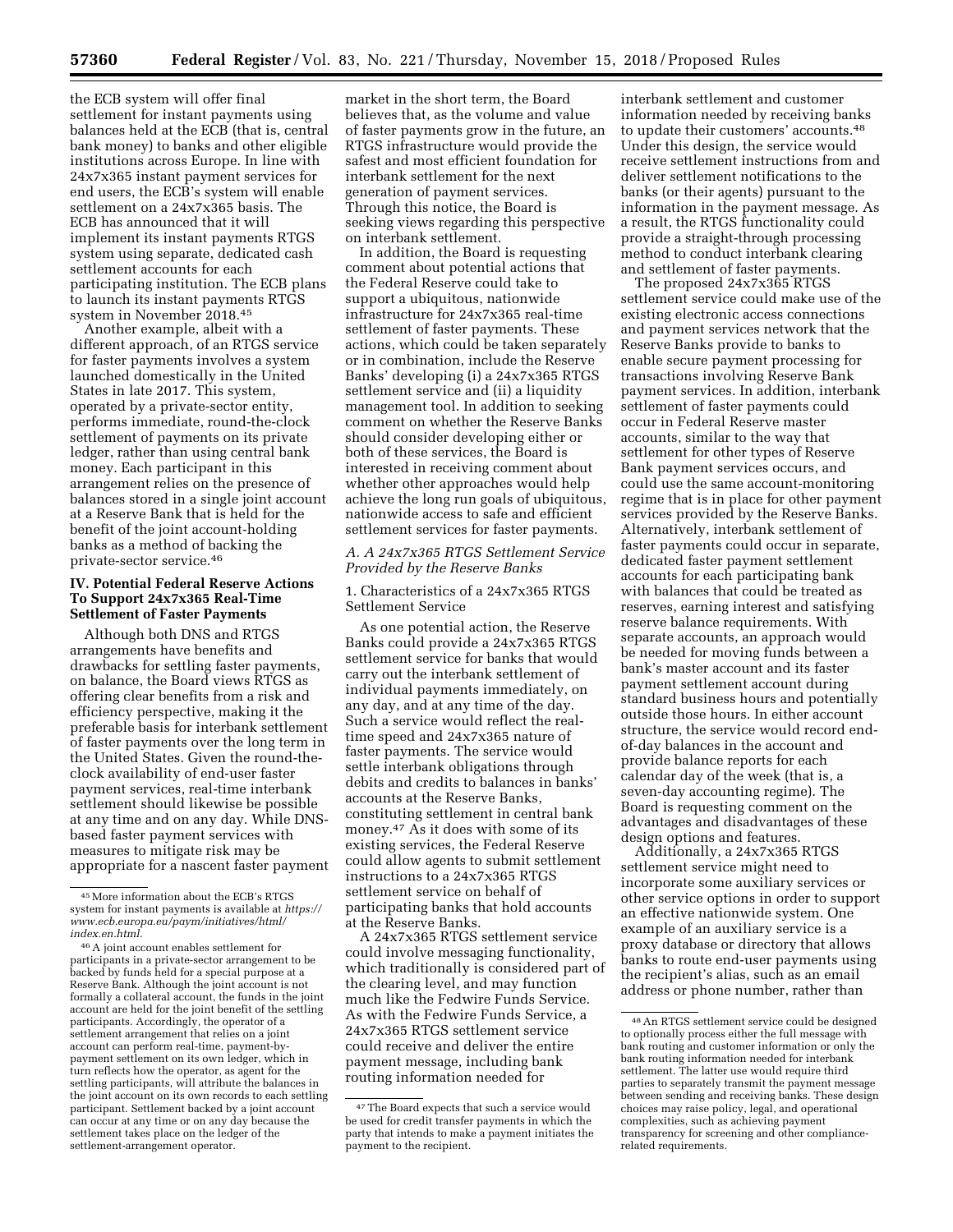the ECB system will offer final settlement for instant payments using balances held at the ECB (that is, central bank money) to banks and other eligible institutions across Europe. In line with 24x7x365 instant payment services for end users, the ECB's system will enable settlement on a 24x7x365 basis. The ECB has announced that it will implement its instant payments RTGS system using separate, dedicated cash settlement accounts for each participating institution. The ECB plans to launch its instant payments RTGS system in November 2018.[45]

Another example, albeit with a different approach, of an RTGS service for faster payments involves a system launched domestically in the United States in late 2017. This system, operated by a private-sector entity, performs immediate, round-the-clock settlement of payments on its private ledger, rather than using central bank money. Each participant in this arrangement relies on the presence of balances stored in a single joint account at a Reserve Bank that is held for the benefit of the joint account-holding banks as a method of backing the private-sector service.[46]

## IV. Potential Federal Reserve Actions To Support 24x7x365 Real-Time Settlement of Faster Payments

Although both DNS and RTGS arrangements have benefits and drawbacks for settling faster payments, on balance, the Board views RTGS as offering clear benefits from a risk and efficiency perspective, making it the preferable basis for interbank settlement of faster payments over the long term in the United States. Given the round-the-clock availability of end-user faster payment services, real-time interbank settlement should likewise be possible at any time and on any day. While DNS-based faster payment services with measures to mitigate risk may be appropriate for a nascent faster payment market in the short term, the Board believes that, as the volume and value of faster payments grow in the future, an RTGS infrastructure would provide the safest and most efficient foundation for interbank settlement for the next generation of payment services. Through this notice, the Board is seeking views regarding this perspective on interbank settlement.

In addition, the Board is requesting comment about potential actions that the Federal Reserve could take to support a ubiquitous, nationwide infrastructure for 24x7x365 real-time settlement of faster payments. These actions, which could be taken separately or in combination, include the Reserve Banks' developing (i) a 24x7x365 RTGS settlement service and (ii) a liquidity management tool. In addition to seeking comment on whether the Reserve Banks should consider developing either or both of these services, the Board is interested in receiving comment about whether other approaches would help achieve the long run goals of ubiquitous, nationwide access to safe and efficient settlement services for faster payments.

### A. A 24x7x365 RTGS Settlement Service Provided by the Reserve Banks

#### 1. Characteristics of a 24x7x365 RTGS Settlement Service

As one potential action, the Reserve Banks could provide a 24x7x365 RTGS settlement service for banks that would carry out the interbank settlement of individual payments immediately, on any day, and at any time of the day. Such a service would reflect the real-time speed and 24x7x365 nature of faster payments. The service would settle interbank obligations through debits and credits to balances in banks' accounts at the Reserve Banks, constituting settlement in central bank money.[47] As it does with some of its existing services, the Federal Reserve could allow agents to submit settlement instructions to a 24x7x365 RTGS settlement service on behalf of participating banks that hold accounts at the Reserve Banks.

A 24x7x365 RTGS settlement service could involve messaging functionality, which traditionally is considered part of the clearing level, and may function much like the Fedwire Funds Service. As with the Fedwire Funds Service, a 24x7x365 RTGS settlement service could receive and deliver the entire payment message, including bank routing information needed for interbank settlement and customer information needed by receiving banks to update their customers' accounts.[48] Under this design, the service would receive settlement instructions from and deliver settlement notifications to the banks (or their agents) pursuant to the information in the payment message. As a result, the RTGS functionality could provide a straight-through processing method to conduct interbank clearing and settlement of faster payments.

The proposed 24x7x365 RTGS settlement service could make use of the existing electronic access connections and payment services network that the Reserve Banks provide to banks to enable secure payment processing for transactions involving Reserve Bank payment services. In addition, interbank settlement of faster payments could occur in Federal Reserve master accounts, similar to the way that settlement for other types of Reserve Bank payment services occurs, and could use the same account-monitoring regime that is in place for other payment services provided by the Reserve Banks. Alternatively, interbank settlement of faster payments could occur in separate, dedicated faster payment settlement accounts for each participating bank with balances that could be treated as reserves, earning interest and satisfying reserve balance requirements. With separate accounts, an approach would be needed for moving funds between a bank's master account and its faster payment settlement account during standard business hours and potentially outside those hours. In either account structure, the service would record end-of-day balances in the account and provide balance reports for each calendar day of the week (that is, a seven-day accounting regime). The Board is requesting comment on the advantages and disadvantages of these design options and features.

Additionally, a 24x7x365 RTGS settlement service might need to incorporate some auxiliary services or other service options in order to support an effective nationwide system. One example of an auxiliary service is a proxy database or directory that allows banks to route end-user payments using the recipient's alias, such as an email address or phone number, rather than

---

[45] More information about the ECB's RTGS system for instant payments is available at *https://www.ecb.europa.eu/paym/initiatives/html/index.en.html*.

[46] A joint account enables settlement for participants in a private-sector arrangement to be backed by funds held for a special purpose at a Reserve Bank. Although the joint account is not formally a collateral account, the funds in the joint account are held for the joint benefit of the settling participants. Accordingly, the operator of a settlement arrangement that relies on a joint account can perform real-time, payment-by-payment settlement on its own ledger, which in turn reflects how the operator, as agent for the settling participants, will attribute the balances in the joint account on its own records to each settling participant. Settlement backed by a joint account can occur at any time or on any day because the settlement takes place on the ledger of the settlement-arrangement operator.

[47] The Board expects that such a service would be used for credit transfer payments in which the party that intends to make a payment initiates the payment to the recipient.

[48] An RTGS settlement service could be designed to optionally process either the full message with bank routing and customer information or only the bank routing information needed for interbank settlement. The latter use would require third parties to separately transmit the payment message between sending and receiving banks. These design choices may raise policy, legal, and operational complexities, such as achieving payment transparency for screening and other compliance-related requirements.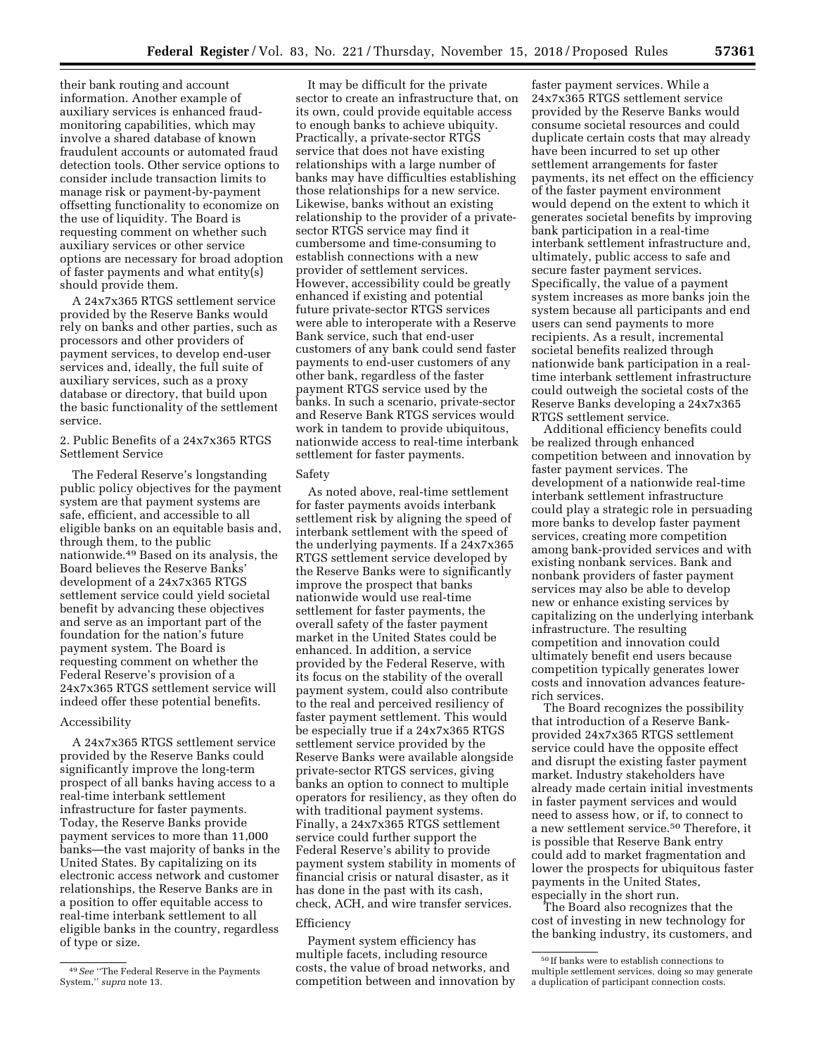their bank routing and account information. Another example of auxiliary services is enhanced fraud-monitoring capabilities, which may involve a shared database of known fraudulent accounts or automated fraud detection tools. Other service options to consider include transaction limits to manage risk or payment-by-payment offsetting functionality to economize on the use of liquidity. The Board is requesting comment on whether such auxiliary services or other service options are necessary for broad adoption of faster payments and what entity(s) should provide them.

A 24x7x365 RTGS settlement service provided by the Reserve Banks would rely on banks and other parties, such as processors and other providers of payment services, to develop end-user services and, ideally, the full suite of auxiliary services, such as a proxy database or directory, that build upon the basic functionality of the settlement service.

2. Public Benefits of a 24x7x365 RTGS Settlement Service

The Federal Reserve's longstanding public policy objectives for the payment system are that payment systems are safe, efficient, and accessible to all eligible banks on an equitable basis and, through them, to the public nationwide.[49] Based on its analysis, the Board believes the Reserve Banks' development of a 24x7x365 RTGS settlement service could yield societal benefit by advancing these objectives and serve as an important part of the foundation for the nation's future payment system. The Board is requesting comment on whether the Federal Reserve's provision of a 24x7x365 RTGS settlement service will indeed offer these potential benefits.

Accessibility

A 24x7x365 RTGS settlement service provided by the Reserve Banks could significantly improve the long-term prospect of all banks having access to a real-time interbank settlement infrastructure for faster payments. Today, the Reserve Banks provide payment services to more than 11,000 banks—the vast majority of banks in the United States. By capitalizing on its electronic access network and customer relationships, the Reserve Banks are in a position to offer equitable access to real-time interbank settlement to all eligible banks in the country, regardless of type or size.

It may be difficult for the private sector to create an infrastructure that, on its own, could provide equitable access to enough banks to achieve ubiquity. Practically, a private-sector RTGS service that does not have existing relationships with a large number of banks may have difficulties establishing those relationships for a new service. Likewise, banks without an existing relationship to the provider of a private-sector RTGS service may find it cumbersome and time-consuming to establish connections with a new provider of settlement services. However, accessibility could be greatly enhanced if existing and potential future private-sector RTGS services were able to interoperate with a Reserve Bank service, such that end-user customers of any bank could send faster payments to end-user customers of any other bank, regardless of the faster payment RTGS service used by the banks. In such a scenario, private-sector and Reserve Bank RTGS services would work in tandem to provide ubiquitous, nationwide access to real-time interbank settlement for faster payments.

Safety

As noted above, real-time settlement for faster payments avoids interbank settlement risk by aligning the speed of interbank settlement with the speed of the underlying payments. If a 24x7x365 RTGS settlement service developed by the Reserve Banks were to significantly improve the prospect that banks nationwide would use real-time settlement for faster payments, the overall safety of the faster payment market in the United States could be enhanced. In addition, a service provided by the Federal Reserve, with its focus on the stability of the overall payment system, could also contribute to the real and perceived resiliency of faster payment settlement. This would be especially true if a 24x7x365 RTGS settlement service provided by the Reserve Banks were available alongside private-sector RTGS services, giving banks an option to connect to multiple operators for resiliency, as they often do with traditional payment systems. Finally, a 24x7x365 RTGS settlement service could further support the Federal Reserve's ability to provide payment system stability in moments of financial crisis or natural disaster, as it has done in the past with its cash, check, ACH, and wire transfer services.

Efficiency

Payment system efficiency has multiple facets, including resource costs, the value of broad networks, and competition between and innovation by faster payment services. While a 24x7x365 RTGS settlement service provided by the Reserve Banks would consume societal resources and could duplicate certain costs that may already have been incurred to set up other settlement arrangements for faster payments, its net effect on the efficiency of the faster payment environment would depend on the extent to which it generates societal benefits by improving bank participation in a real-time interbank settlement infrastructure and, ultimately, public access to safe and secure faster payment services. Specifically, the value of a payment system increases as more banks join the system because all participants and end users can send payments to more recipients. As a result, incremental societal benefits realized through nationwide bank participation in a real-time interbank settlement infrastructure could outweigh the societal costs of the Reserve Banks developing a 24x7x365 RTGS settlement service.

Additional efficiency benefits could be realized through enhanced competition between and innovation by faster payment services. The development of a nationwide real-time interbank settlement infrastructure could play a strategic role in persuading more banks to develop faster payment services, creating more competition among bank-provided services and with existing nonbank services. Bank and nonbank providers of faster payment services may also be able to develop new or enhance existing services by capitalizing on the underlying interbank infrastructure. The resulting competition and innovation could ultimately benefit end users because competition typically generates lower costs and innovation advances feature-rich services.

The Board recognizes the possibility that introduction of a Reserve Bank-provided 24x7x365 RTGS settlement service could have the opposite effect and disrupt the existing faster payment market. Industry stakeholders have already made certain initial investments in faster payment services and would need to assess how, or if, to connect to a new settlement service.[50] Therefore, it is possible that Reserve Bank entry could add to market fragmentation and lower the prospects for ubiquitous faster payments in the United States, especially in the short run.

The Board also recognizes that the cost of investing in new technology for the banking industry, its customers, and

---

[49] *See* "The Federal Reserve in the Payments System," *supra* note 13.

[50] If banks were to establish connections to multiple settlement services, doing so may generate a duplication of participant connection costs.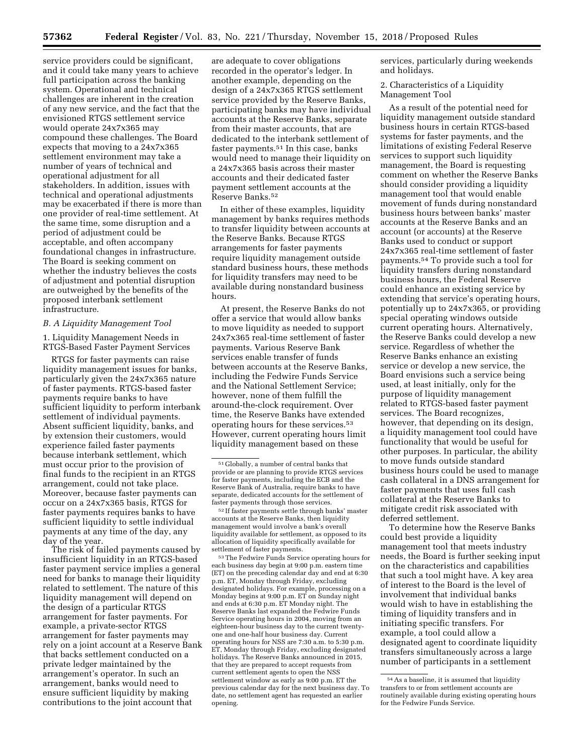service providers could be significant, and it could take many years to achieve full participation across the banking system. Operational and technical challenges are inherent in the creation of any new service, and the fact that the envisioned RTGS settlement service would operate 24x7x365 may compound these challenges. The Board expects that moving to a 24x7x365 settlement environment may take a number of years of technical and operational adjustment for all stakeholders. In addition, issues with technical and operational adjustments may be exacerbated if there is more than one provider of real-time settlement. At the same time, some disruption and a period of adjustment could be acceptable, and often accompany foundational changes in infrastructure. The Board is seeking comment on whether the industry believes the costs of adjustment and potential disruption are outweighed by the benefits of the proposed interbank settlement infrastructure.

### *B. A Liquidity Management Tool*

1. Liquidity Management Needs in RTGS-Based Faster Payment Services

RTGS for faster payments can raise liquidity management issues for banks, particularly given the 24x7x365 nature of faster payments. RTGS-based faster payments require banks to have sufficient liquidity to perform interbank settlement of individual payments. Absent sufficient liquidity, banks, and by extension their customers, would experience failed faster payments because interbank settlement, which must occur prior to the provision of final funds to the recipient in an RTGS arrangement, could not take place. Moreover, because faster payments can occur on a 24x7x365 basis, RTGS for faster payments requires banks to have sufficient liquidity to settle individual payments at any time of the day, any day of the year.

The risk of failed payments caused by insufficient liquidity in an RTGS-based faster payment service implies a general need for banks to manage their liquidity related to settlement. The nature of this liquidity management will depend on the design of a particular RTGS arrangement for faster payments. For example, a private-sector RTGS arrangement for faster payments may rely on a joint account at a Reserve Bank that backs settlement conducted on a private ledger maintained by the arrangement's operator. In such an arrangement, banks would need to ensure sufficient liquidity by making contributions to the joint account that are adequate to cover obligations recorded in the operator's ledger. In another example, depending on the design of a 24x7x365 RTGS settlement service provided by the Reserve Banks, participating banks may have individual accounts at the Reserve Banks, separate from their master accounts, that are dedicated to the interbank settlement of faster payments.[51] In this case, banks would need to manage their liquidity on a 24x7x365 basis across their master accounts and their dedicated faster payment settlement accounts at the Reserve Banks.[52]

In either of these examples, liquidity management by banks requires methods to transfer liquidity between accounts at the Reserve Banks. Because RTGS arrangements for faster payments require liquidity management outside standard business hours, these methods for liquidity transfers may need to be available during nonstandard business hours.

At present, the Reserve Banks do not offer a service that would allow banks to move liquidity as needed to support 24x7x365 real-time settlement of faster payments. Various Reserve Bank services enable transfer of funds between accounts at the Reserve Banks, including the Fedwire Funds Service and the National Settlement Service; however, none of them fulfill the around-the-clock requirement. Over time, the Reserve Banks have extended operating hours for these services.[53] However, current operating hours limit liquidity management based on these services, particularly during weekends and holidays.

2. Characteristics of a Liquidity Management Tool

As a result of the potential need for liquidity management outside standard business hours in certain RTGS-based systems for faster payments, and the limitations of existing Federal Reserve services to support such liquidity management, the Board is requesting comment on whether the Reserve Banks should consider providing a liquidity management tool that would enable movement of funds during nonstandard business hours between banks' master accounts at the Reserve Banks and an account (or accounts) at the Reserve Banks used to conduct or support 24x7x365 real-time settlement of faster payments.[54] To provide such a tool for liquidity transfers during nonstandard business hours, the Federal Reserve could enhance an existing service by extending that service's operating hours, potentially up to 24x7x365, or providing special operating windows outside current operating hours. Alternatively, the Reserve Banks could develop a new service. Regardless of whether the Reserve Banks enhance an existing service or develop a new service, the Board envisions such a service being used, at least initially, only for the purpose of liquidity management related to RTGS-based faster payment services. The Board recognizes, however, that depending on its design, a liquidity management tool could have functionality that would be useful for other purposes. In particular, the ability to move funds outside standard business hours could be used to manage cash collateral in a DNS arrangement for faster payments that uses full cash collateral at the Reserve Banks to mitigate credit risk associated with deferred settlement.

To determine how the Reserve Banks could best provide a liquidity management tool that meets industry needs, the Board is further seeking input on the characteristics and capabilities that such a tool might have. A key area of interest to the Board is the level of involvement that individual banks would wish to have in establishing the timing of liquidity transfers and in initiating specific transfers. For example, a tool could allow a designated agent to coordinate liquidity transfers simultaneously across a large number of participants in a settlement

---

[51] Globally, a number of central banks that provide or are planning to provide RTGS services for faster payments, including the ECB and the Reserve Bank of Australia, require banks to have separate, dedicated accounts for the settlement of faster payments through those services.

[52] If faster payments settle through banks' master accounts at the Reserve Banks, then liquidity management would involve a bank's overall liquidity available for settlement, as opposed to its allocation of liquidity specifically available for settlement of faster payments.

[53] The Fedwire Funds Service operating hours for each business day begin at 9:00 p.m. eastern time (ET) on the preceding calendar day and end at 6:30 p.m. ET, Monday through Friday, excluding designated holidays. For example, processing on a Monday begins at 9:00 p.m. ET on Sunday night and ends at 6:30 p.m. ET Monday night. The Reserve Banks last expanded the Fedwire Funds Service operating hours in 2004, moving from an eighteen-hour business day to the current twenty-one and one-half hour business day. Current operating hours for NSS are 7:30 a.m. to 5:30 p.m. ET, Monday through Friday, excluding designated holidays. The Reserve Banks announced in 2015, that they are prepared to accept requests from current settlement agents to open the NSS settlement window as early as 9:00 p.m. ET the previous calendar day for the next business day. To date, no settlement agent has requested an earlier opening.

[54] As a baseline, it is assumed that liquidity transfers to or from settlement accounts are routinely available during existing operating hours for the Fedwire Funds Service.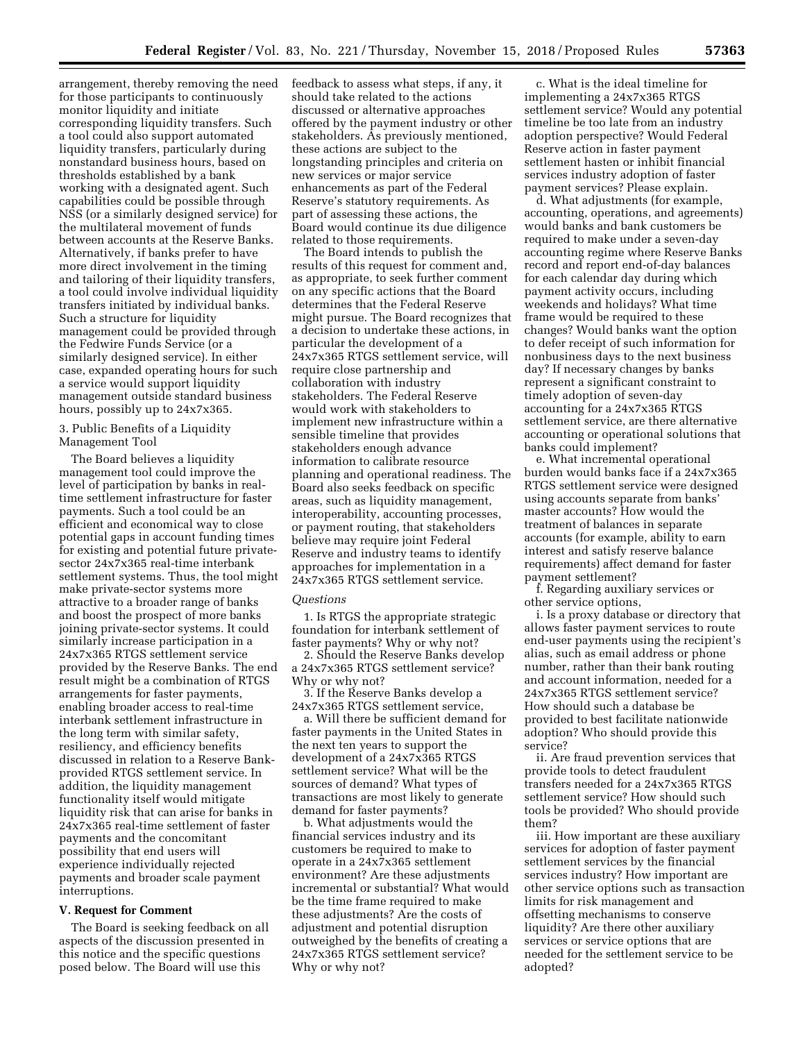arrangement, thereby removing the need for those participants to continuously monitor liquidity and initiate corresponding liquidity transfers. Such a tool could also support automated liquidity transfers, particularly during nonstandard business hours, based on thresholds established by a bank working with a designated agent. Such capabilities could be possible through NSS (or a similarly designed service) for the multilateral movement of funds between accounts at the Reserve Banks. Alternatively, if banks prefer to have more direct involvement in the timing and tailoring of their liquidity transfers, a tool could involve individual liquidity transfers initiated by individual banks. Such a structure for liquidity management could be provided through the Fedwire Funds Service (or a similarly designed service). In either case, expanded operating hours for such a service would support liquidity management outside standard business hours, possibly up to 24x7x365.

3. Public Benefits of a Liquidity Management Tool

The Board believes a liquidity management tool could improve the level of participation by banks in real-time settlement infrastructure for faster payments. Such a tool could be an efficient and economical way to close potential gaps in account funding times for existing and potential future private-sector 24x7x365 real-time interbank settlement systems. Thus, the tool might make private-sector systems more attractive to a broader range of banks and boost the prospect of more banks joining private-sector systems. It could similarly increase participation in a 24x7x365 RTGS settlement service provided by the Reserve Banks. The end result might be a combination of RTGS arrangements for faster payments, enabling broader access to real-time interbank settlement infrastructure in the long term with similar safety, resiliency, and efficiency benefits discussed in relation to a Reserve Bank-provided RTGS settlement service. In addition, the liquidity management functionality itself would mitigate liquidity risk that can arise for banks in 24x7x365 real-time settlement of faster payments and the concomitant possibility that end users will experience individually rejected payments and broader scale payment interruptions.

## V. Request for Comment

The Board is seeking feedback on all aspects of the discussion presented in this notice and the specific questions posed below. The Board will use this feedback to assess what steps, if any, it should take related to the actions discussed or alternative approaches offered by the payment industry or other stakeholders. As previously mentioned, these actions are subject to the longstanding principles and criteria on new services or major service enhancements as part of the Federal Reserve's statutory requirements. As part of assessing these actions, the Board would continue its due diligence related to those requirements.

The Board intends to publish the results of this request for comment and, as appropriate, to seek further comment on any specific actions that the Board determines that the Federal Reserve might pursue. The Board recognizes that a decision to undertake these actions, in particular the development of a 24x7x365 RTGS settlement service, will require close partnership and collaboration with industry stakeholders. The Federal Reserve would work with stakeholders to implement new infrastructure within a sensible timeline that provides stakeholders enough advance information to calibrate resource planning and operational readiness. The Board also seeks feedback on specific areas, such as liquidity management, interoperability, accounting processes, or payment routing, that stakeholders believe may require joint Federal Reserve and industry teams to identify approaches for implementation in a 24x7x365 RTGS settlement service.

*Questions*

1. Is RTGS the appropriate strategic foundation for interbank settlement of faster payments? Why or why not?

2. Should the Reserve Banks develop a 24x7x365 RTGS settlement service? Why or why not?

3. If the Reserve Banks develop a 24x7x365 RTGS settlement service,

a. Will there be sufficient demand for faster payments in the United States in the next ten years to support the development of a 24x7x365 RTGS settlement service? What will be the sources of demand? What types of transactions are most likely to generate demand for faster payments?

b. What adjustments would the financial services industry and its customers be required to make to operate in a 24x7x365 settlement environment? Are these adjustments incremental or substantial? What would be the time frame required to make these adjustments? Are the costs of adjustment and potential disruption outweighed by the benefits of creating a 24x7x365 RTGS settlement service? Why or why not?

c. What is the ideal timeline for implementing a 24x7x365 RTGS settlement service? Would any potential timeline be too late from an industry adoption perspective? Would Federal Reserve action in faster payment settlement hasten or inhibit financial services industry adoption of faster payment services? Please explain.

d. What adjustments (for example, accounting, operations, and agreements) would banks and bank customers be required to make under a seven-day accounting regime where Reserve Banks record and report end-of-day balances for each calendar day during which payment activity occurs, including weekends and holidays? What time frame would be required to these changes? Would banks want the option to defer receipt of such information for nonbusiness days to the next business day? If necessary changes by banks represent a significant constraint to timely adoption of seven-day accounting for a 24x7x365 RTGS settlement service, are there alternative accounting or operational solutions that banks could implement?

e. What incremental operational burden would banks face if a 24x7x365 RTGS settlement service were designed using accounts separate from banks' master accounts? How would the treatment of balances in separate accounts (for example, ability to earn interest and satisfy reserve balance requirements) affect demand for faster payment settlement?

f. Regarding auxiliary services or other service options,

i. Is a proxy database or directory that allows faster payment services to route end-user payments using the recipient's alias, such as email address or phone number, rather than their bank routing and account information, needed for a 24x7x365 RTGS settlement service? How should such a database be provided to best facilitate nationwide adoption? Who should provide this service?

ii. Are fraud prevention services that provide tools to detect fraudulent transfers needed for a 24x7x365 RTGS settlement service? How should such tools be provided? Who should provide them?

iii. How important are these auxiliary services for adoption of faster payment settlement services by the financial services industry? How important are other service options such as transaction limits for risk management and offsetting mechanisms to conserve liquidity? Are there other auxiliary services or service options that are needed for the settlement service to be adopted?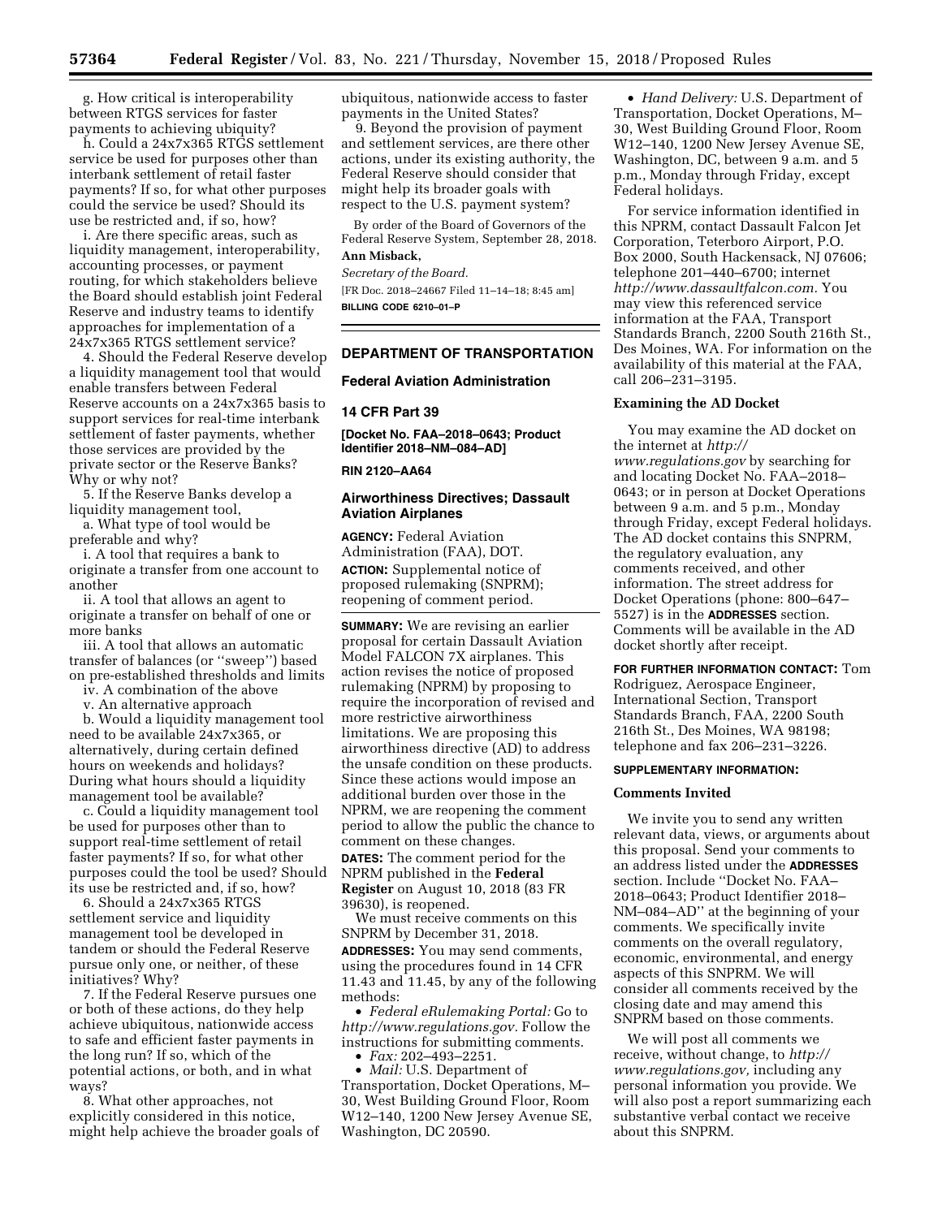g. How critical is interoperability between RTGS services for faster payments to achieving ubiquity?

h. Could a 24x7x365 RTGS settlement service be used for purposes other than interbank settlement of retail faster payments? If so, for what other purposes could the service be used? Should its use be restricted and, if so, how?

i. Are there specific areas, such as liquidity management, interoperability, accounting processes, or payment routing, for which stakeholders believe the Board should establish joint Federal Reserve and industry teams to identify approaches for implementation of a 24x7x365 RTGS settlement service?

4. Should the Federal Reserve develop a liquidity management tool that would enable transfers between Federal Reserve accounts on a 24x7x365 basis to support services for real-time interbank settlement of faster payments, whether those services are provided by the private sector or the Reserve Banks? Why or why not?

5. If the Reserve Banks develop a liquidity management tool,

a. What type of tool would be preferable and why?

i. A tool that requires a bank to originate a transfer from one account to another

ii. A tool that allows an agent to originate a transfer on behalf of one or more banks

iii. A tool that allows an automatic transfer of balances (or ''sweep'') based on pre-established thresholds and limits

iv. A combination of the above

v. An alternative approach

b. Would a liquidity management tool need to be available 24x7x365, or alternatively, during certain defined hours on weekends and holidays? During what hours should a liquidity management tool be available?

c. Could a liquidity management tool be used for purposes other than to support real-time settlement of retail faster payments? If so, for what other purposes could the tool be used? Should its use be restricted and, if so, how?

6. Should a 24x7x365 RTGS settlement service and liquidity management tool be developed in tandem or should the Federal Reserve pursue only one, or neither, of these initiatives? Why?

7. If the Federal Reserve pursues one or both of these actions, do they help achieve ubiquitous, nationwide access to safe and efficient faster payments in the long run? If so, which of the potential actions, or both, and in what ways?

8. What other approaches, not explicitly considered in this notice, might help achieve the broader goals of ubiquitous, nationwide access to faster payments in the United States?

9. Beyond the provision of payment and settlement services, are there other actions, under its existing authority, the Federal Reserve should consider that might help its broader goals with respect to the U.S. payment system?

By order of the Board of Governors of the Federal Reserve System, September 28, 2018.

**Ann Misback,**

*Secretary of the Board.*

[FR Doc. 2018–24667 Filed 11–14–18; 8:45 am]

**BILLING CODE 6210–01–P**

## DEPARTMENT OF TRANSPORTATION

### Federal Aviation Administration

### 14 CFR Part 39

**[Docket No. FAA–2018–0643; Product Identifier 2018–NM–084–AD]**

**RIN 2120–AA64**

### Airworthiness Directives; Dassault Aviation Airplanes

**AGENCY:** Federal Aviation Administration (FAA), DOT.

**ACTION:** Supplemental notice of proposed rulemaking (SNPRM); reopening of comment period.

**SUMMARY:** We are revising an earlier proposal for certain Dassault Aviation Model FALCON 7X airplanes. This action revises the notice of proposed rulemaking (NPRM) by proposing to require the incorporation of revised and more restrictive airworthiness limitations. We are proposing this airworthiness directive (AD) to address the unsafe condition on these products. Since these actions would impose an additional burden over those in the NPRM, we are reopening the comment period to allow the public the chance to comment on these changes.

**DATES:** The comment period for the NPRM published in the **Federal Register** on August 10, 2018 (83 FR 39630), is reopened.

We must receive comments on this SNPRM by December 31, 2018.

**ADDRESSES:** You may send comments, using the procedures found in 14 CFR 11.43 and 11.45, by any of the following methods:

- *Federal eRulemaking Portal:* Go to *http://www.regulations.gov.* Follow the instructions for submitting comments.
- *Fax:* 202–493–2251.
- *Mail:* U.S. Department of Transportation, Docket Operations, M–30, West Building Ground Floor, Room W12–140, 1200 New Jersey Avenue SE, Washington, DC 20590.
- *Hand Delivery:* U.S. Department of Transportation, Docket Operations, M–30, West Building Ground Floor, Room W12–140, 1200 New Jersey Avenue SE, Washington, DC, between 9 a.m. and 5 p.m., Monday through Friday, except Federal holidays.

For service information identified in this NPRM, contact Dassault Falcon Jet Corporation, Teterboro Airport, P.O. Box 2000, South Hackensack, NJ 07606; telephone 201–440–6700; internet *http://www.dassaultfalcon.com.* You may view this referenced service information at the FAA, Transport Standards Branch, 2200 South 216th St., Des Moines, WA. For information on the availability of this material at the FAA, call 206–231–3195.

#### Examining the AD Docket

You may examine the AD docket on the internet at *http://www.regulations.gov* by searching for and locating Docket No. FAA–2018–0643; or in person at Docket Operations between 9 a.m. and 5 p.m., Monday through Friday, except Federal holidays. The AD docket contains this SNPRM, the regulatory evaluation, any comments received, and other information. The street address for Docket Operations (phone: 800–647–5527) is in the **ADDRESSES** section. Comments will be available in the AD docket shortly after receipt.

**FOR FURTHER INFORMATION CONTACT:** Tom Rodriguez, Aerospace Engineer, International Section, Transport Standards Branch, FAA, 2200 South 216th St., Des Moines, WA 98198; telephone and fax 206–231–3226.

**SUPPLEMENTARY INFORMATION:**

#### Comments Invited

We invite you to send any written relevant data, views, or arguments about this proposal. Send your comments to an address listed under the **ADDRESSES** section. Include ''Docket No. FAA–2018–0643; Product Identifier 2018–NM–084–AD'' at the beginning of your comments. We specifically invite comments on the overall regulatory, economic, environmental, and energy aspects of this SNPRM. We will consider all comments received by the closing date and may amend this SNPRM based on those comments.

We will post all comments we receive, without change, to *http://www.regulations.gov,* including any personal information you provide. We will also post a report summarizing each substantive verbal contact we receive about this SNPRM.